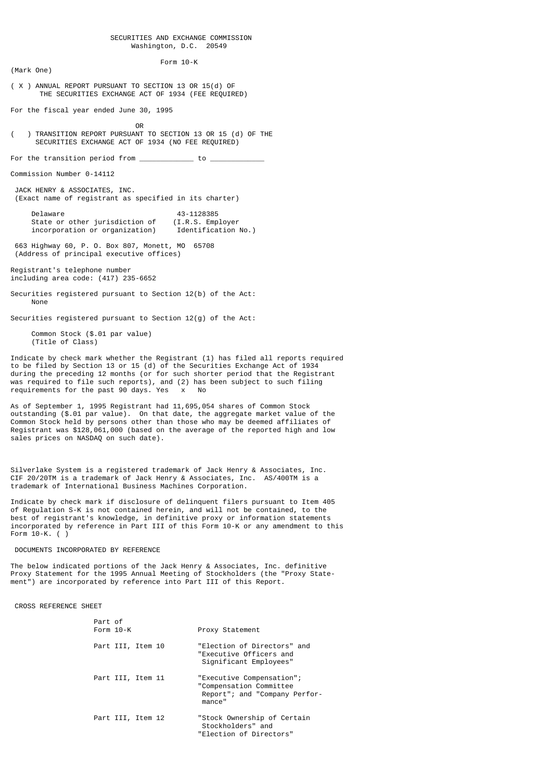SECURITIES AND EXCHANGE COMMISSION
Washington, D.C. 20549

Form 10-K

(Mark One)

( X ) ANNUAL REPORT PURSUANT TO SECTION 13 OR 15(d) OF THE SECURITIES EXCHANGE ACT OF 1934 (FEE REQUIRED)

For the fiscal year ended June 30, 1995

OR

( ) TRANSITION REPORT PURSUANT TO SECTION 13 OR 15 (d) OF THE SECURITIES EXCHANGE ACT OF 1934 (NO FEE REQUIRED)

For the transition period from ____________ to ____________

Commission Number 0-14112

JACK HENRY & ASSOCIATES, INC.
(Exact name of registrant as specified in its charter)

| Delaware | 43-1128385 |
|---|---|
| State or other jurisdiction of incorporation or organization) | (I.R.S. Employer Identification No.) |

663 Highway 60, P. O. Box 807, Monett, MO 65708
(Address of principal executive offices)

Registrant's telephone number including area code: (417) 235-6652

Securities registered pursuant to Section 12(b) of the Act:
None

Securities registered pursuant to Section 12(g) of the Act:

Common Stock ($.01 par value)
(Title of Class)

Indicate by check mark whether the Registrant (1) has filed all reports required to be filed by Section 13 or 15 (d) of the Securities Exchange Act of 1934 during the preceding 12 months (or for such shorter period that the Registrant was required to file such reports), and (2) has been subject to such filing requirements for the past 90 days. Yes x No

As of September 1, 1995 Registrant had 11,695,054 shares of Common Stock outstanding ($.01 par value). On that date, the aggregate market value of the Common Stock held by persons other than those who may be deemed affiliates of Registrant was $128,061,000 (based on the average of the reported high and low sales prices on NASDAQ on such date).

Silverlake System is a registered trademark of Jack Henry & Associates, Inc. CIF 20/20TM is a trademark of Jack Henry & Associates, Inc. AS/400TM is a trademark of International Business Machines Corporation.

Indicate by check mark if disclosure of delinquent filers pursuant to Item 405 of Regulation S-K is not contained herein, and will not be contained, to the best of registrant's knowledge, in definitive proxy or information statements incorporated by reference in Part III of this Form 10-K or any amendment to this Form 10-K. ( )

DOCUMENTS INCORPORATED BY REFERENCE

The below indicated portions of the Jack Henry & Associates, Inc. definitive Proxy Statement for the 1995 Annual Meeting of Stockholders (the "Proxy Statement") are incorporated by reference into Part III of this Report.

CROSS REFERENCE SHEET

| Part of Form 10-K | Proxy Statement |
|---|---|
| Part III, Item 10 | "Election of Directors" and "Executive Officers and Significant Employees" |
| Part III, Item 11 | "Executive Compensation"; "Compensation Committee Report"; and "Company Performance" |
| Part III, Item 12 | "Stock Ownership of Certain Stockholders" and "Election of Directors" |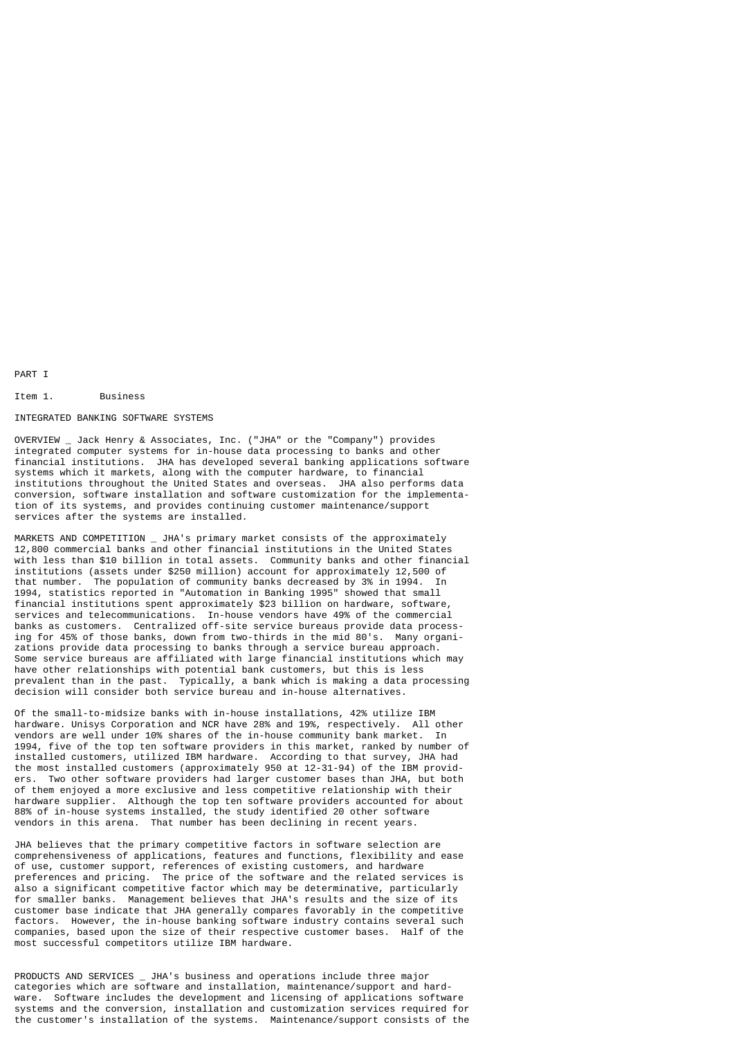PART I

Item 1. Business

INTEGRATED BANKING SOFTWARE SYSTEMS

OVERVIEW _ Jack Henry & Associates, Inc. ("JHA" or the "Company") provides integrated computer systems for in-house data processing to banks and other financial institutions. JHA has developed several banking applications software systems which it markets, along with the computer hardware, to financial institutions throughout the United States and overseas. JHA also performs data conversion, software installation and software customization for the implementation of its systems, and provides continuing customer maintenance/support services after the systems are installed.

MARKETS AND COMPETITION _ JHA's primary market consists of the approximately 12,800 commercial banks and other financial institutions in the United States with less than $10 billion in total assets. Community banks and other financial institutions (assets under $250 million) account for approximately 12,500 of that number. The population of community banks decreased by 3% in 1994. In 1994, statistics reported in "Automation in Banking 1995" showed that small financial institutions spent approximately $23 billion on hardware, software, services and telecommunications. In-house vendors have 49% of the commercial banks as customers. Centralized off-site service bureaus provide data processing for 45% of those banks, down from two-thirds in the mid 80's. Many organizations provide data processing to banks through a service bureau approach. Some service bureaus are affiliated with large financial institutions which may have other relationships with potential bank customers, but this is less prevalent than in the past. Typically, a bank which is making a data processing decision will consider both service bureau and in-house alternatives.

Of the small-to-midsize banks with in-house installations, 42% utilize IBM hardware. Unisys Corporation and NCR have 28% and 19%, respectively. All other vendors are well under 10% shares of the in-house community bank market. In 1994, five of the top ten software providers in this market, ranked by number of installed customers, utilized IBM hardware. According to that survey, JHA had the most installed customers (approximately 950 at 12-31-94) of the IBM providers. Two other software providers had larger customer bases than JHA, but both of them enjoyed a more exclusive and less competitive relationship with their hardware supplier. Although the top ten software providers accounted for about 88% of in-house systems installed, the study identified 20 other software vendors in this arena. That number has been declining in recent years.

JHA believes that the primary competitive factors in software selection are comprehensiveness of applications, features and functions, flexibility and ease of use, customer support, references of existing customers, and hardware preferences and pricing. The price of the software and the related services is also a significant competitive factor which may be determinative, particularly for smaller banks. Management believes that JHA's results and the size of its customer base indicate that JHA generally compares favorably in the competitive factors. However, the in-house banking software industry contains several such companies, based upon the size of their respective customer bases. Half of the most successful competitors utilize IBM hardware.

PRODUCTS AND SERVICES _ JHA's business and operations include three major categories which are software and installation, maintenance/support and hardware. Software includes the development and licensing of applications software systems and the conversion, installation and customization services required for the customer's installation of the systems. Maintenance/support consists of the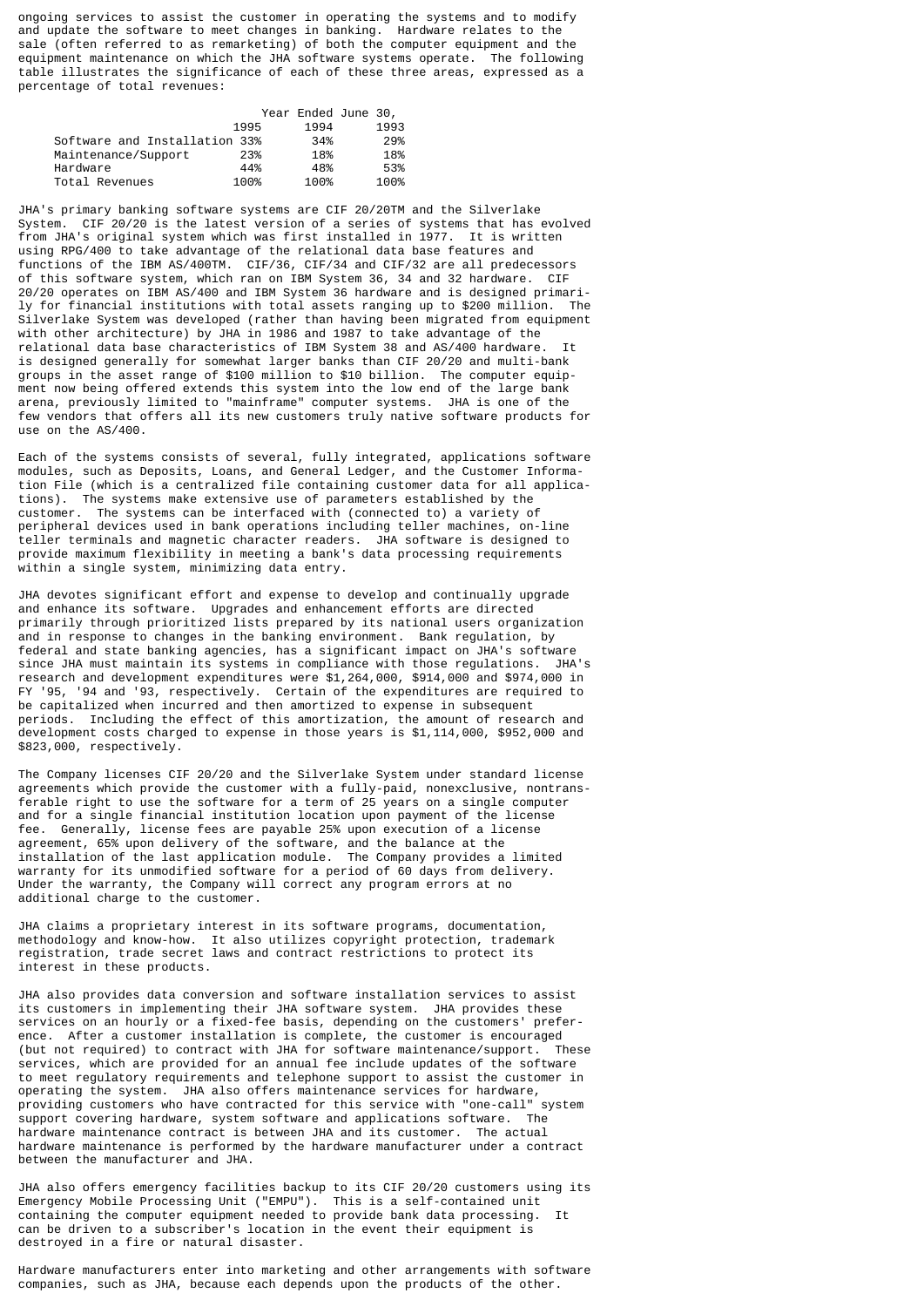ongoing services to assist the customer in operating the systems and to modify and update the software to meet changes in banking. Hardware relates to the sale (often referred to as remarketing) of both the computer equipment and the equipment maintenance on which the JHA software systems operate. The following table illustrates the significance of each of these three areas, expressed as a percentage of total revenues:

| | Year Ended June 30, | | |
|---|---|---|---|
| | 1995 | 1994 | 1993 |
| Software and Installation | 33% | 34% | 29% |
| Maintenance/Support | 23% | 18% | 18% |
| Hardware | 44% | 48% | 53% |
| Total Revenues | 100% | 100% | 100% |

JHA's primary banking software systems are CIF 20/20TM and the Silverlake System. CIF 20/20 is the latest version of a series of systems that has evolved from JHA's original system which was first installed in 1977. It is written using RPG/400 to take advantage of the relational data base features and functions of the IBM AS/400TM. CIF/36, CIF/34 and CIF/32 are all predecessors of this software system, which ran on IBM System 36, 34 and 32 hardware. CIF 20/20 operates on IBM AS/400 and IBM System 36 hardware and is designed primarily for financial institutions with total assets ranging up to $200 million. The Silverlake System was developed (rather than having been migrated from equipment with other architecture) by JHA in 1986 and 1987 to take advantage of the relational data base characteristics of IBM System 38 and AS/400 hardware. It is designed generally for somewhat larger banks than CIF 20/20 and multi-bank groups in the asset range of $100 million to $10 billion. The computer equipment now being offered extends this system into the low end of the large bank arena, previously limited to "mainframe" computer systems. JHA is one of the few vendors that offers all its new customers truly native software products for use on the AS/400.

Each of the systems consists of several, fully integrated, applications software modules, such as Deposits, Loans, and General Ledger, and the Customer Information File (which is a centralized file containing customer data for all applications). The systems make extensive use of parameters established by the customer. The systems can be interfaced with (connected to) a variety of peripheral devices used in bank operations including teller machines, on-line teller terminals and magnetic character readers. JHA software is designed to provide maximum flexibility in meeting a bank's data processing requirements within a single system, minimizing data entry.

JHA devotes significant effort and expense to develop and continually upgrade and enhance its software. Upgrades and enhancement efforts are directed primarily through prioritized lists prepared by its national users organization and in response to changes in the banking environment. Bank regulation, by federal and state banking agencies, has a significant impact on JHA's software since JHA must maintain its systems in compliance with those regulations. JHA's research and development expenditures were $1,264,000, $914,000 and $974,000 in FY '95, '94 and '93, respectively. Certain of the expenditures are required to be capitalized when incurred and then amortized to expense in subsequent periods. Including the effect of this amortization, the amount of research and development costs charged to expense in those years is $1,114,000, $952,000 and $823,000, respectively.

The Company licenses CIF 20/20 and the Silverlake System under standard license agreements which provide the customer with a fully-paid, nonexclusive, nontransferable right to use the software for a term of 25 years on a single computer and for a single financial institution location upon payment of the license fee. Generally, license fees are payable 25% upon execution of a license agreement, 65% upon delivery of the software, and the balance at the installation of the last application module. The Company provides a limited warranty for its unmodified software for a period of 60 days from delivery. Under the warranty, the Company will correct any program errors at no additional charge to the customer.

JHA claims a proprietary interest in its software programs, documentation, methodology and know-how. It also utilizes copyright protection, trademark registration, trade secret laws and contract restrictions to protect its interest in these products.

JHA also provides data conversion and software installation services to assist its customers in implementing their JHA software system. JHA provides these services on an hourly or a fixed-fee basis, depending on the customers' preference. After a customer installation is complete, the customer is encouraged (but not required) to contract with JHA for software maintenance/support. These services, which are provided for an annual fee include updates of the software to meet regulatory requirements and telephone support to assist the customer in operating the system. JHA also offers maintenance services for hardware, providing customers who have contracted for this service with "one-call" system support covering hardware, system software and applications software. The hardware maintenance contract is between JHA and its customer. The actual hardware maintenance is performed by the hardware manufacturer under a contract between the manufacturer and JHA.

JHA also offers emergency facilities backup to its CIF 20/20 customers using its Emergency Mobile Processing Unit ("EMPU"). This is a self-contained unit containing the computer equipment needed to provide bank data processing. It can be driven to a subscriber's location in the event their equipment is destroyed in a fire or natural disaster.

Hardware manufacturers enter into marketing and other arrangements with software companies, such as JHA, because each depends upon the products of the other.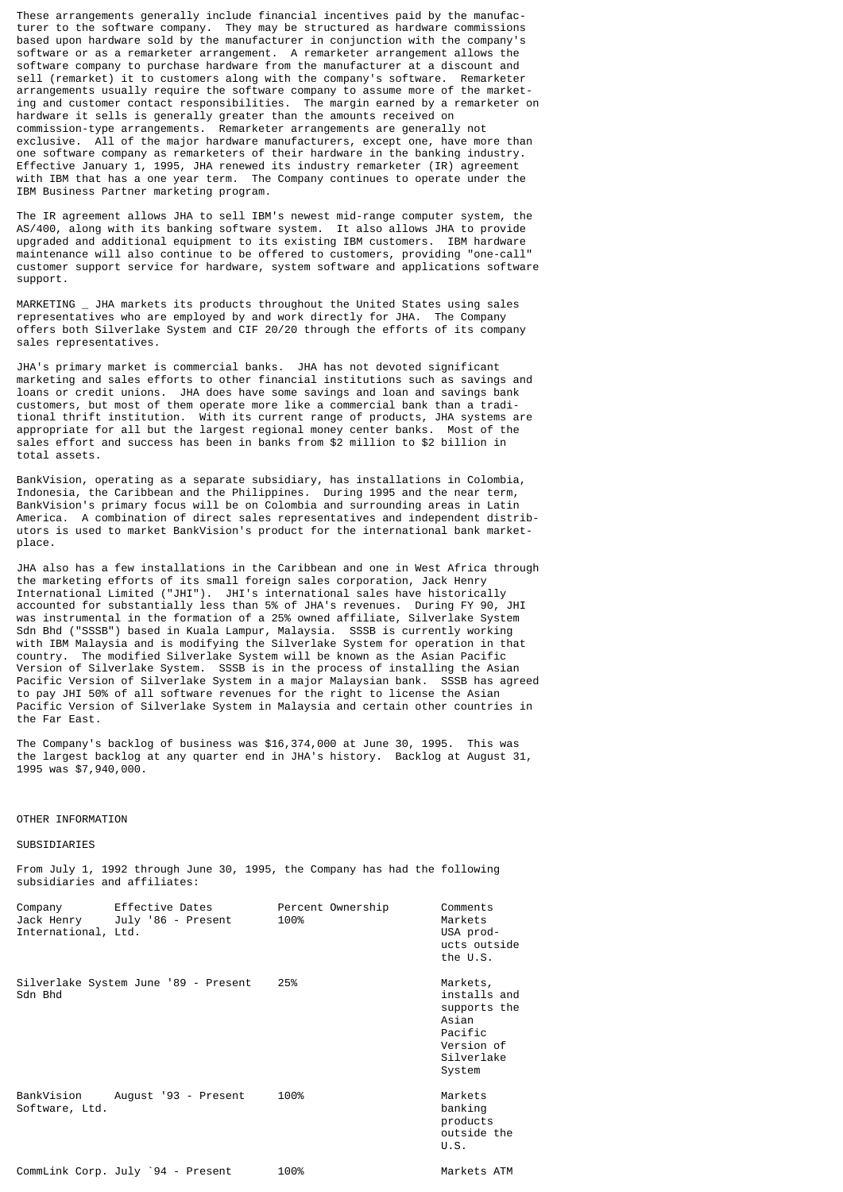These arrangements generally include financial incentives paid by the manufacturer to the software company. They may be structured as hardware commissions based upon hardware sold by the manufacturer in conjunction with the company's software or as a remarketer arrangement. A remarketer arrangement allows the software company to purchase hardware from the manufacturer at a discount and sell (remarket) it to customers along with the company's software. Remarketer arrangements usually require the software company to assume more of the marketing and customer contact responsibilities. The margin earned by a remarketer on hardware it sells is generally greater than the amounts received on commission-type arrangements. Remarketer arrangements are generally not exclusive. All of the major hardware manufacturers, except one, have more than one software company as remarketers of their hardware in the banking industry. Effective January 1, 1995, JHA renewed its industry remarketer (IR) agreement with IBM that has a one year term. The Company continues to operate under the IBM Business Partner marketing program.

The IR agreement allows JHA to sell IBM's newest mid-range computer system, the AS/400, along with its banking software system. It also allows JHA to provide upgraded and additional equipment to its existing IBM customers. IBM hardware maintenance will also continue to be offered to customers, providing "one-call" customer support service for hardware, system software and applications software support.

MARKETING _ JHA markets its products throughout the United States using sales representatives who are employed by and work directly for JHA. The Company offers both Silverlake System and CIF 20/20 through the efforts of its company sales representatives.

JHA's primary market is commercial banks. JHA has not devoted significant marketing and sales efforts to other financial institutions such as savings and loans or credit unions. JHA does have some savings and loan and savings bank customers, but most of them operate more like a commercial bank than a traditional thrift institution. With its current range of products, JHA systems are appropriate for all but the largest regional money center banks. Most of the sales effort and success has been in banks from $2 million to $2 billion in total assets.

BankVision, operating as a separate subsidiary, has installations in Colombia, Indonesia, the Caribbean and the Philippines. During 1995 and the near term, BankVision's primary focus will be on Colombia and surrounding areas in Latin America. A combination of direct sales representatives and independent distributors is used to market BankVision's product for the international bank marketplace.

JHA also has a few installations in the Caribbean and one in West Africa through the marketing efforts of its small foreign sales corporation, Jack Henry International Limited ("JHI"). JHI's international sales have historically accounted for substantially less than 5% of JHA's revenues. During FY 90, JHI was instrumental in the formation of a 25% owned affiliate, Silverlake System Sdn Bhd ("SSSB") based in Kuala Lampur, Malaysia. SSSB is currently working with IBM Malaysia and is modifying the Silverlake System for operation in that country. The modified Silverlake System will be known as the Asian Pacific Version of Silverlake System. SSSB is in the process of installing the Asian Pacific Version of Silverlake System in a major Malaysian bank. SSSB has agreed to pay JHI 50% of all software revenues for the right to license the Asian Pacific Version of Silverlake System in Malaysia and certain other countries in the Far East.

The Company's backlog of business was $16,374,000 at June 30, 1995. This was the largest backlog at any quarter end in JHA's history. Backlog at August 31, 1995 was $7,940,000.

OTHER INFORMATION

SUBSIDIARIES

From July 1, 1992 through June 30, 1995, the Company has had the following subsidiaries and affiliates:

| Company | Effective Dates | Percent Ownership | Comments |
|---|---|---|---|
| Jack Henry International, Ltd. | July '86 - Present | 100% | Markets USA products outside the U.S. |
| Silverlake System Sdn Bhd | June '89 - Present | 25% | Markets, installs and supports the Asian Pacific Version of Silverlake System |
| BankVision Software, Ltd. | August '93 - Present | 100% | Markets banking products outside the U.S. |
| CommLink Corp. | July `94 - Present | 100% | Markets ATM |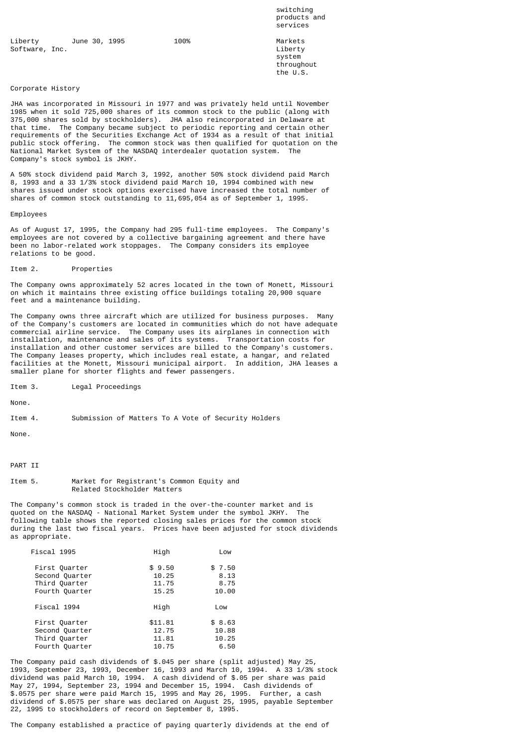| | | | switching products and services |
|---|---|---|---|
| Liberty Software, Inc. | June 30, 1995 | 100% | Markets Liberty system throughout the U.S. |

Corporate History

JHA was incorporated in Missouri in 1977 and was privately held until November 1985 when it sold 725,000 shares of its common stock to the public (along with 375,000 shares sold by stockholders). JHA also reincorporated in Delaware at that time. The Company became subject to periodic reporting and certain other requirements of the Securities Exchange Act of 1934 as a result of that initial public stock offering. The common stock was then qualified for quotation on the National Market System of the NASDAQ interdealer quotation system. The Company's stock symbol is JKHY.

A 50% stock dividend paid March 3, 1992, another 50% stock dividend paid March 8, 1993 and a 33 1/3% stock dividend paid March 10, 1994 combined with new shares issued under stock options exercised have increased the total number of shares of common stock outstanding to 11,695,054 as of September 1, 1995.

Employees

As of August 17, 1995, the Company had 295 full-time employees. The Company's employees are not covered by a collective bargaining agreement and there have been no labor-related work stoppages. The Company considers its employee relations to be good.

Item 2. Properties

The Company owns approximately 52 acres located in the town of Monett, Missouri on which it maintains three existing office buildings totaling 20,900 square feet and a maintenance building.

The Company owns three aircraft which are utilized for business purposes. Many of the Company's customers are located in communities which do not have adequate commercial airline service. The Company uses its airplanes in connection with installation, maintenance and sales of its systems. Transportation costs for installation and other customer services are billed to the Company's customers. The Company leases property, which includes real estate, a hangar, and related facilities at the Monett, Missouri municipal airport. In addition, JHA leases a smaller plane for shorter flights and fewer passengers.

Item 3. Legal Proceedings

None.

Item 4. Submission of Matters To A Vote of Security Holders

None.

PART II

Item 5. Market for Registrant's Common Equity and Related Stockholder Matters

The Company's common stock is traded in the over-the-counter market and is quoted on the NASDAQ - National Market System under the symbol JKHY. The following table shows the reported closing sales prices for the common stock during the last two fiscal years. Prices have been adjusted for stock dividends as appropriate.

| Fiscal 1995 | High | Low |
|---|---|---|
| First Quarter | $ 9.50 | $ 7.50 |
| Second Quarter | 10.25 | 8.13 |
| Third Quarter | 11.75 | 8.75 |
| Fourth Quarter | 15.25 | 10.00 |
| **Fiscal 1994** | **High** | **Low** |
| First Quarter | $11.81 | $ 8.63 |
| Second Quarter | 12.75 | 10.88 |
| Third Quarter | 11.81 | 10.25 |
| Fourth Quarter | 10.75 | 6.50 |

The Company paid cash dividends of $.045 per share (split adjusted) May 25, 1993, September 23, 1993, December 16, 1993 and March 10, 1994. A 33 1/3% stock dividend was paid March 10, 1994. A cash dividend of $.05 per share was paid May 27, 1994, September 23, 1994 and December 15, 1994. Cash dividends of $.0575 per share were paid March 15, 1995 and May 26, 1995. Further, a cash dividend of $.0575 per share was declared on August 25, 1995, payable September 22, 1995 to stockholders of record on September 8, 1995.

The Company established a practice of paying quarterly dividends at the end of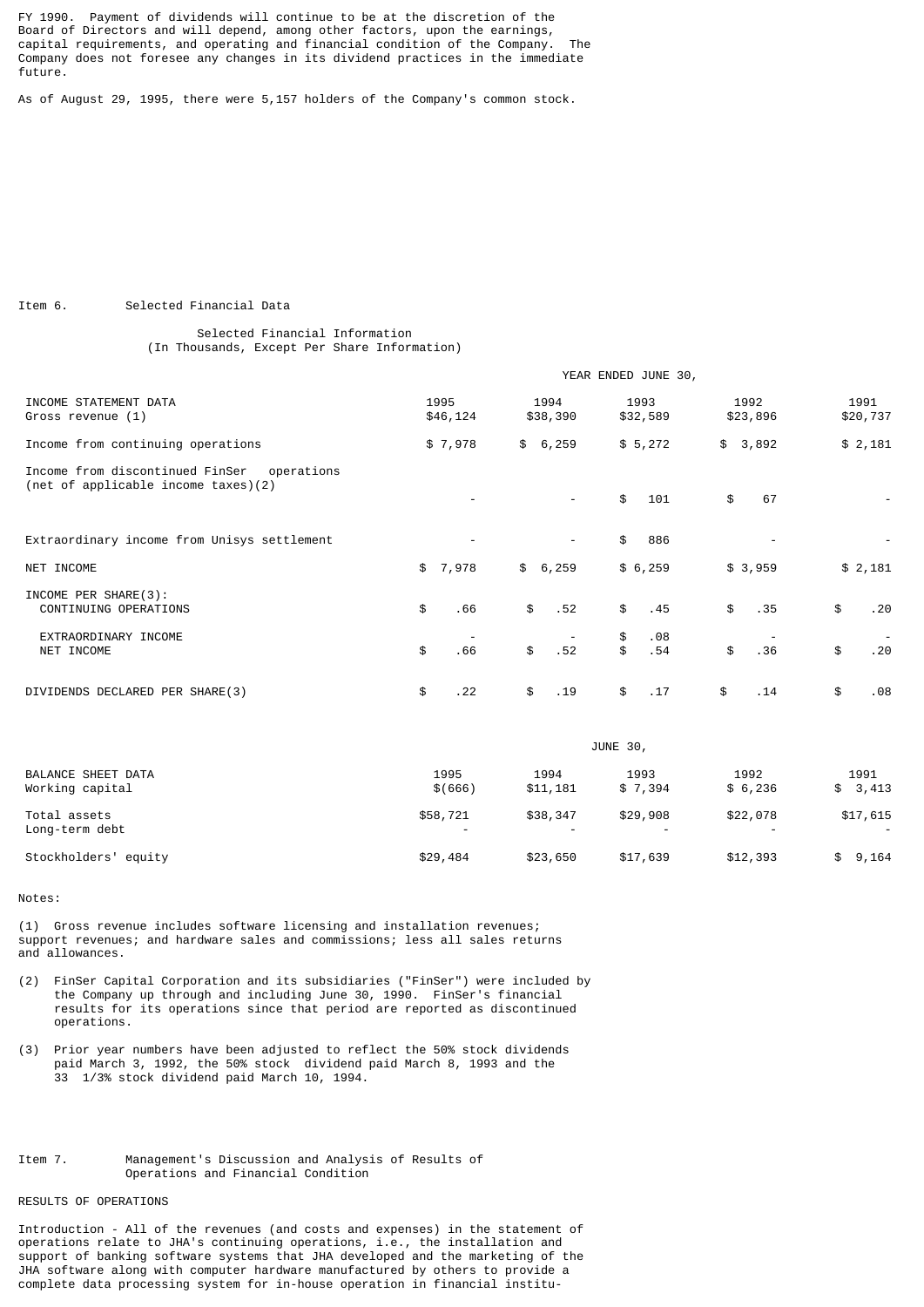FY 1990. Payment of dividends will continue to be at the discretion of the Board of Directors and will depend, among other factors, upon the earnings, capital requirements, and operating and financial condition of the Company. The Company does not foresee any changes in its dividend practices in the immediate future.

As of August 29, 1995, there were 5,157 holders of the Company's common stock.

Item 6. Selected Financial Data

Selected Financial Information
(In Thousands, Except Per Share Information)

| | YEAR ENDED JUNE 30, | | | | |
|---|---|---|---|---|---|
| INCOME STATEMENT DATA | 1995 | 1994 | 1993 | 1992 | 1991 |
| Gross revenue (1) | $46,124 | $38,390 | $32,589 | $23,896 | $20,737 |
| Income from continuing operations | $ 7,978 | $ 6,259 | $ 5,272 | $ 3,892 | $ 2,181 |
| Income from discontinued FinSer operations (net of applicable income taxes)(2) | - | - | $ 101 | $ 67 | - |
| Extraordinary income from Unisys settlement | - | - | $ 886 | - | - |
| NET INCOME | $ 7,978 | $ 6,259 | $ 6,259 | $ 3,959 | $ 2,181 |
| INCOME PER SHARE(3): | | | | | |
| CONTINUING OPERATIONS | $ .66 | $ .52 | $ .45 | $ .35 | $ .20 |
| EXTRAORDINARY INCOME | - | - | $ .08 | - | - |
| NET INCOME | $ .66 | $ .52 | $ .54 | $ .36 | $ .20 |
| DIVIDENDS DECLARED PER SHARE(3) | $ .22 | $ .19 | $ .17 | $ .14 | $ .08 |

| | JUNE 30, | | | | |
|---|---|---|---|---|---|
| BALANCE SHEET DATA | 1995 | 1994 | 1993 | 1992 | 1991 |
| Working capital | $(666) | $11,181 | $ 7,394 | $ 6,236 | $ 3,413 |
| Total assets | $58,721 | $38,347 | $29,908 | $22,078 | $17,615 |
| Long-term debt | - | - | - | - | - |
| Stockholders' equity | $29,484 | $23,650 | $17,639 | $12,393 | $ 9,164 |

Notes:

(1) Gross revenue includes software licensing and installation revenues; support revenues; and hardware sales and commissions; less all sales returns and allowances.

(2) FinSer Capital Corporation and its subsidiaries ("FinSer") were included by the Company up through and including June 30, 1990. FinSer's financial results for its operations since that period are reported as discontinued operations.

(3) Prior year numbers have been adjusted to reflect the 50% stock dividends paid March 3, 1992, the 50% stock dividend paid March 8, 1993 and the 33 1/3% stock dividend paid March 10, 1994.

Item 7. Management's Discussion and Analysis of Results of Operations and Financial Condition

RESULTS OF OPERATIONS

Introduction - All of the revenues (and costs and expenses) in the statement of operations relate to JHA's continuing operations, i.e., the installation and support of banking software systems that JHA developed and the marketing of the JHA software along with computer hardware manufactured by others to provide a complete data processing system for in-house operation in financial institu-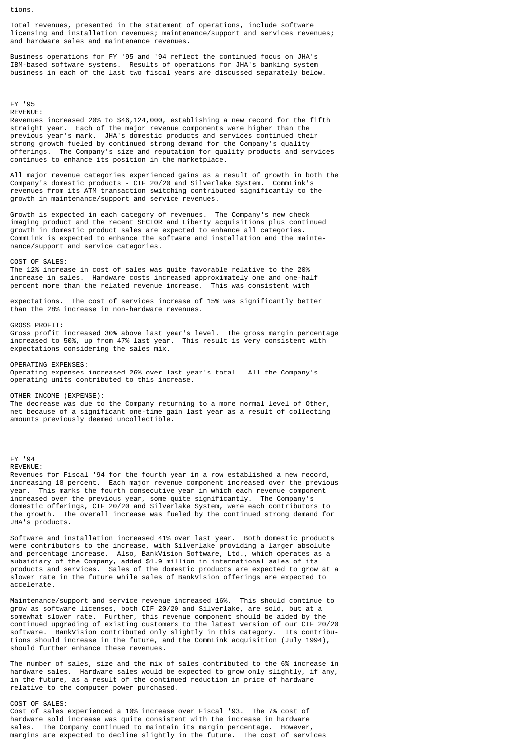tions.

Total revenues, presented in the statement of operations, include software licensing and installation revenues; maintenance/support and services revenues; and hardware sales and maintenance revenues.

Business operations for FY '95 and '94 reflect the continued focus on JHA's IBM-based software systems. Results of operations for JHA's banking system business in each of the last two fiscal years are discussed separately below.

## FY '95

REVENUE:
Revenues increased 20% to $46,124,000, establishing a new record for the fifth straight year. Each of the major revenue components were higher than the previous year's mark. JHA's domestic products and services continued their strong growth fueled by continued strong demand for the Company's quality offerings. The Company's size and reputation for quality products and services continues to enhance its position in the marketplace.

All major revenue categories experienced gains as a result of growth in both the Company's domestic products - CIF 20/20 and Silverlake System. CommLink's revenues from its ATM transaction switching contributed significantly to the growth in maintenance/support and service revenues.

Growth is expected in each category of revenues. The Company's new check imaging product and the recent SECTOR and Liberty acquisitions plus continued growth in domestic product sales are expected to enhance all categories. CommLink is expected to enhance the software and installation and the maintenance/support and service categories.

COST OF SALES:
The 12% increase in cost of sales was quite favorable relative to the 20% increase in sales. Hardware costs increased approximately one and one-half percent more than the related revenue increase. This was consistent with expectations. The cost of services increase of 15% was significantly better than the 28% increase in non-hardware revenues.

GROSS PROFIT:
Gross profit increased 30% above last year's level. The gross margin percentage increased to 50%, up from 47% last year. This result is very consistent with expectations considering the sales mix.

OPERATING EXPENSES:
Operating expenses increased 26% over last year's total. All the Company's operating units contributed to this increase.

OTHER INCOME (EXPENSE):
The decrease was due to the Company returning to a more normal level of Other, net because of a significant one-time gain last year as a result of collecting amounts previously deemed uncollectible.

## FY '94

REVENUE:
Revenues for Fiscal '94 for the fourth year in a row established a new record, increasing 18 percent. Each major revenue component increased over the previous year. This marks the fourth consecutive year in which each revenue component increased over the previous year, some quite significantly. The Company's domestic offerings, CIF 20/20 and Silverlake System, were each contributors to the growth. The overall increase was fueled by the continued strong demand for JHA's products.

Software and installation increased 41% over last year. Both domestic products were contributors to the increase, with Silverlake providing a larger absolute and percentage increase. Also, BankVision Software, Ltd., which operates as a subsidiary of the Company, added $1.9 million in international sales of its products and services. Sales of the domestic products are expected to grow at a slower rate in the future while sales of BankVision offerings are expected to accelerate.

Maintenance/support and service revenue increased 16%. This should continue to grow as software licenses, both CIF 20/20 and Silverlake, are sold, but at a somewhat slower rate. Further, this revenue component should be aided by the continued upgrading of existing customers to the latest version of our CIF 20/20 software. BankVision contributed only slightly in this category. Its contributions should increase in the future, and the CommLink acquisition (July 1994), should further enhance these revenues.

The number of sales, size and the mix of sales contributed to the 6% increase in hardware sales. Hardware sales would be expected to grow only slightly, if any, in the future, as a result of the continued reduction in price of hardware relative to the computer power purchased.

COST OF SALES:
Cost of sales experienced a 10% increase over Fiscal '93. The 7% cost of hardware sold increase was quite consistent with the increase in hardware sales. The Company continued to maintain its margin percentage. However, margins are expected to decline slightly in the future. The cost of services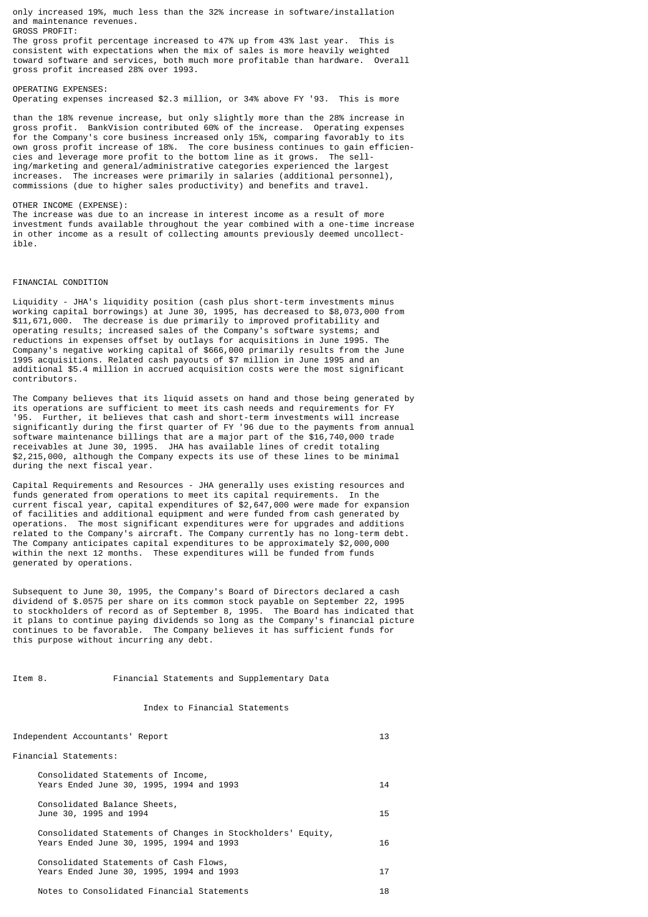only increased 19%, much less than the 32% increase in software/installation and maintenance revenues.

GROSS PROFIT:

The gross profit percentage increased to 47% up from 43% last year. This is consistent with expectations when the mix of sales is more heavily weighted toward software and services, both much more profitable than hardware. Overall gross profit increased 28% over 1993.

OPERATING EXPENSES:

Operating expenses increased $2.3 million, or 34% above FY '93. This is more than the 18% revenue increase, but only slightly more than the 28% increase in gross profit. BankVision contributed 60% of the increase. Operating expenses for the Company's core business increased only 15%, comparing favorably to its own gross profit increase of 18%. The core business continues to gain efficiencies and leverage more profit to the bottom line as it grows. The selling/marketing and general/administrative categories experienced the largest increases. The increases were primarily in salaries (additional personnel), commissions (due to higher sales productivity) and benefits and travel.

OTHER INCOME (EXPENSE):

The increase was due to an increase in interest income as a result of more investment funds available throughout the year combined with a one-time increase in other income as a result of collecting amounts previously deemed uncollectible.

FINANCIAL CONDITION

Liquidity - JHA's liquidity position (cash plus short-term investments minus working capital borrowings) at June 30, 1995, has decreased to $8,073,000 from $11,671,000. The decrease is due primarily to improved profitability and operating results; increased sales of the Company's software systems; and reductions in expenses offset by outlays for acquisitions in June 1995. The Company's negative working capital of $666,000 primarily results from the June 1995 acquisitions. Related cash payouts of $7 million in June 1995 and an additional $5.4 million in accrued acquisition costs were the most significant contributors.

The Company believes that its liquid assets on hand and those being generated by its operations are sufficient to meet its cash needs and requirements for FY '95. Further, it believes that cash and short-term investments will increase significantly during the first quarter of FY '96 due to the payments from annual software maintenance billings that are a major part of the $16,740,000 trade receivables at June 30, 1995. JHA has available lines of credit totaling $2,215,000, although the Company expects its use of these lines to be minimal during the next fiscal year.

Capital Requirements and Resources - JHA generally uses existing resources and funds generated from operations to meet its capital requirements. In the current fiscal year, capital expenditures of $2,647,000 were made for expansion of facilities and additional equipment and were funded from cash generated by operations. The most significant expenditures were for upgrades and additions related to the Company's aircraft. The Company currently has no long-term debt. The Company anticipates capital expenditures to be approximately $2,000,000 within the next 12 months. These expenditures will be funded from funds generated by operations.

Subsequent to June 30, 1995, the Company's Board of Directors declared a cash dividend of $.0575 per share on its common stock payable on September 22, 1995 to stockholders of record as of September 8, 1995. The Board has indicated that it plans to continue paying dividends so long as the Company's financial picture continues to be favorable. The Company believes it has sufficient funds for this purpose without incurring any debt.

## Item 8. Financial Statements and Supplementary Data

### Index to Financial Statements

| | |
|---|---|
| Independent Accountants' Report | 13 |
| Financial Statements: | |
| Consolidated Statements of Income, Years Ended June 30, 1995, 1994 and 1993 | 14 |
| Consolidated Balance Sheets, June 30, 1995 and 1994 | 15 |
| Consolidated Statements of Changes in Stockholders' Equity, Years Ended June 30, 1995, 1994 and 1993 | 16 |
| Consolidated Statements of Cash Flows, Years Ended June 30, 1995, 1994 and 1993 | 17 |
| Notes to Consolidated Financial Statements | 18 |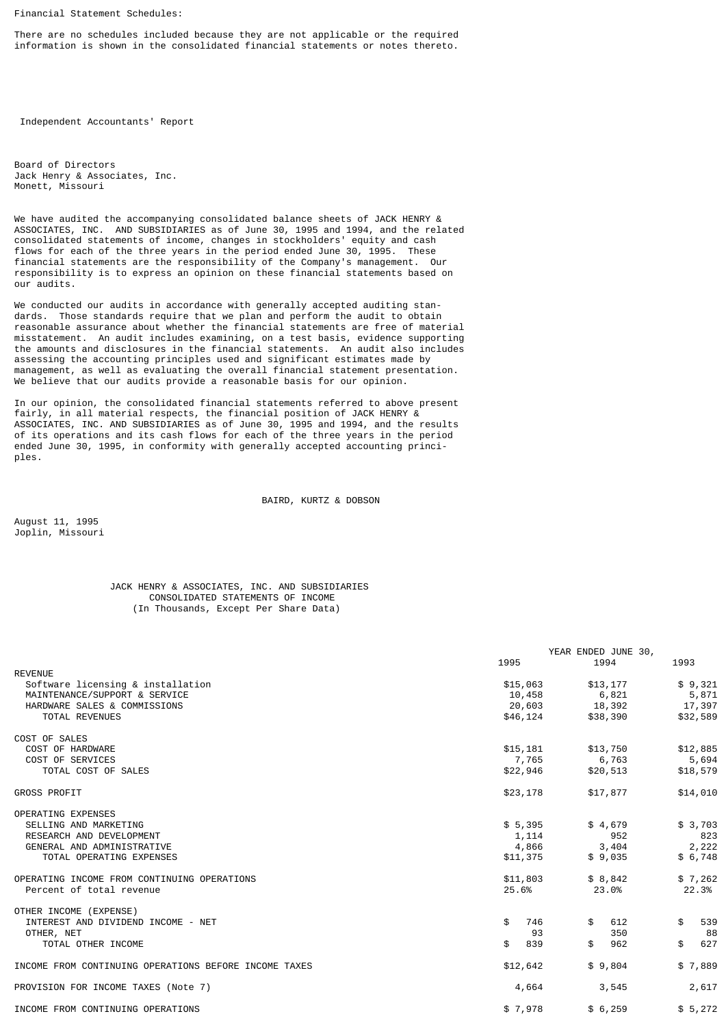Financial Statement Schedules:

There are no schedules included because they are not applicable or the required information is shown in the consolidated financial statements or notes thereto.

## Independent Accountants' Report

Board of Directors
Jack Henry & Associates, Inc.
Monett, Missouri

We have audited the accompanying consolidated balance sheets of JACK HENRY & ASSOCIATES, INC. AND SUBSIDIARIES as of June 30, 1995 and 1994, and the related consolidated statements of income, changes in stockholders' equity and cash flows for each of the three years in the period ended June 30, 1995. These financial statements are the responsibility of the Company's management. Our responsibility is to express an opinion on these financial statements based on our audits.

We conducted our audits in accordance with generally accepted auditing standards. Those standards require that we plan and perform the audit to obtain reasonable assurance about whether the financial statements are free of material misstatement. An audit includes examining, on a test basis, evidence supporting the amounts and disclosures in the financial statements. An audit also includes assessing the accounting principles used and significant estimates made by management, as well as evaluating the overall financial statement presentation. We believe that our audits provide a reasonable basis for our opinion.

In our opinion, the consolidated financial statements referred to above present fairly, in all material respects, the financial position of JACK HENRY & ASSOCIATES, INC. AND SUBSIDIARIES as of June 30, 1995 and 1994, and the results of its operations and its cash flows for each of the three years in the period ended June 30, 1995, in conformity with generally accepted accounting principles.

BAIRD, KURTZ & DOBSON

August 11, 1995
Joplin, Missouri

## JACK HENRY & ASSOCIATES, INC. AND SUBSIDIARIES
## CONSOLIDATED STATEMENTS OF INCOME
(In Thousands, Except Per Share Data)

| | YEAR ENDED JUNE 30, | | |
|---|---|---|---|
| | 1995 | 1994 | 1993 |
| REVENUE | | | |
| Software licensing & installation | $15,063 | $13,177 | $ 9,321 |
| MAINTENANCE/SUPPORT & SERVICE | 10,458 | 6,821 | 5,871 |
| HARDWARE SALES & COMMISSIONS | 20,603 | 18,392 | 17,397 |
| TOTAL REVENUES | $46,124 | $38,390 | $32,589 |
| COST OF SALES | | | |
| COST OF HARDWARE | $15,181 | $13,750 | $12,885 |
| COST OF SERVICES | 7,765 | 6,763 | 5,694 |
| TOTAL COST OF SALES | $22,946 | $20,513 | $18,579 |
| GROSS PROFIT | $23,178 | $17,877 | $14,010 |
| OPERATING EXPENSES | | | |
| SELLING AND MARKETING | $ 5,395 | $ 4,679 | $ 3,703 |
| RESEARCH AND DEVELOPMENT | 1,114 | 952 | 823 |
| GENERAL AND ADMINISTRATIVE | 4,866 | 3,404 | 2,222 |
| TOTAL OPERATING EXPENSES | $11,375 | $ 9,035 | $ 6,748 |
| OPERATING INCOME FROM CONTINUING OPERATIONS | $11,803 | $ 8,842 | $ 7,262 |
| Percent of total revenue | 25.6% | 23.0% | 22.3% |
| OTHER INCOME (EXPENSE) | | | |
| INTEREST AND DIVIDEND INCOME - NET | $ 746 | $ 612 | $ 539 |
| OTHER, NET | 93 | 350 | 88 |
| TOTAL OTHER INCOME | $ 839 | $ 962 | $ 627 |
| INCOME FROM CONTINUING OPERATIONS BEFORE INCOME TAXES | $12,642 | $ 9,804 | $ 7,889 |
| PROVISION FOR INCOME TAXES (Note 7) | 4,664 | 3,545 | 2,617 |
| INCOME FROM CONTINUING OPERATIONS | $ 7,978 | $ 6,259 | $ 5,272 |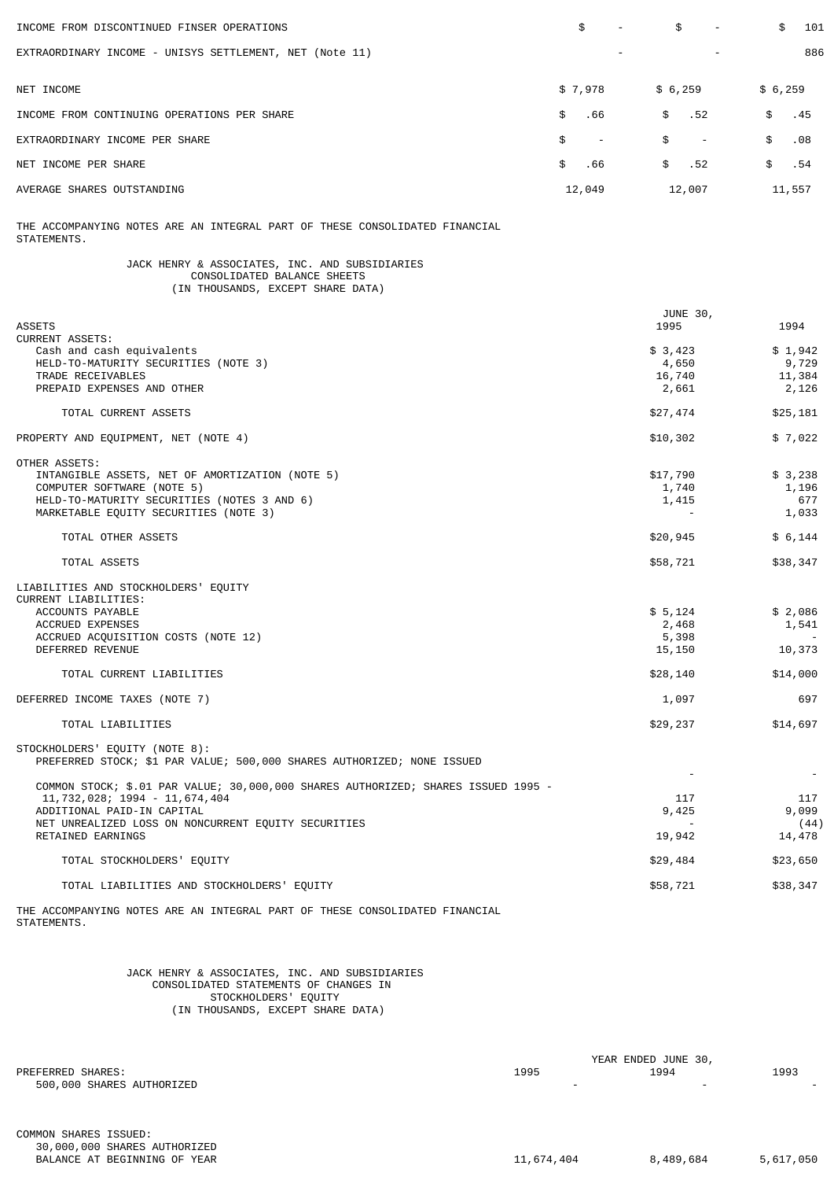| | | | |
|---|---|---|---|
| INCOME FROM DISCONTINUED FINSER OPERATIONS | $ - | $ - | $ 101 |
| EXTRAORDINARY INCOME - UNISYS SETTLEMENT, NET (Note 11) | - | - | 886 |
| NET INCOME | $ 7,978 | $ 6,259 | $ 6,259 |
| INCOME FROM CONTINUING OPERATIONS PER SHARE | $ .66 | $ .52 | $ .45 |
| EXTRAORDINARY INCOME PER SHARE | $ - | $ - | $ .08 |
| NET INCOME PER SHARE | $ .66 | $ .52 | $ .54 |
| AVERAGE SHARES OUTSTANDING | 12,049 | 12,007 | 11,557 |

THE ACCOMPANYING NOTES ARE AN INTEGRAL PART OF THESE CONSOLIDATED FINANCIAL STATEMENTS.

JACK HENRY & ASSOCIATES, INC. AND SUBSIDIARIES
CONSOLIDATED BALANCE SHEETS
(IN THOUSANDS, EXCEPT SHARE DATA)

| | JUNE 30, 1995 | 1994 |
|---|---|---|
| ASSETS | | |
| CURRENT ASSETS: | | |
| Cash and cash equivalents | $ 3,423 | $ 1,942 |
| HELD-TO-MATURITY SECURITIES (NOTE 3) | 4,650 | 9,729 |
| TRADE RECEIVABLES | 16,740 | 11,384 |
| PREPAID EXPENSES AND OTHER | 2,661 | 2,126 |
| TOTAL CURRENT ASSETS | $27,474 | $25,181 |
| PROPERTY AND EQUIPMENT, NET (NOTE 4) | $10,302 | $ 7,022 |
| OTHER ASSETS: | | |
| INTANGIBLE ASSETS, NET OF AMORTIZATION (NOTE 5) | $17,790 | $ 3,238 |
| COMPUTER SOFTWARE (NOTE 5) | 1,740 | 1,196 |
| HELD-TO-MATURITY SECURITIES (NOTES 3 AND 6) | 1,415 | 677 |
| MARKETABLE EQUITY SECURITIES (NOTE 3) | - | 1,033 |
| TOTAL OTHER ASSETS | $20,945 | $ 6,144 |
| TOTAL ASSETS | $58,721 | $38,347 |
| LIABILITIES AND STOCKHOLDERS' EQUITY | | |
| CURRENT LIABILITIES: | | |
| ACCOUNTS PAYABLE | $ 5,124 | $ 2,086 |
| ACCRUED EXPENSES | 2,468 | 1,541 |
| ACCRUED ACQUISITION COSTS (NOTE 12) | 5,398 | - |
| DEFERRED REVENUE | 15,150 | 10,373 |
| TOTAL CURRENT LIABILITIES | $28,140 | $14,000 |
| DEFERRED INCOME TAXES (NOTE 7) | 1,097 | 697 |
| TOTAL LIABILITIES | $29,237 | $14,697 |
| STOCKHOLDERS' EQUITY (NOTE 8): | | |
| PREFERRED STOCK; $1 PAR VALUE; 500,000 SHARES AUTHORIZED; NONE ISSUED | - | - |
| COMMON STOCK; $.01 PAR VALUE; 30,000,000 SHARES AUTHORIZED; SHARES ISSUED 1995 - 11,732,028; 1994 - 11,674,404 | 117 | 117 |
| ADDITIONAL PAID-IN CAPITAL | 9,425 | 9,099 |
| NET UNREALIZED LOSS ON NONCURRENT EQUITY SECURITIES | - | (44) |
| RETAINED EARNINGS | 19,942 | 14,478 |
| TOTAL STOCKHOLDERS' EQUITY | $29,484 | $23,650 |
| TOTAL LIABILITIES AND STOCKHOLDERS' EQUITY | $58,721 | $38,347 |

THE ACCOMPANYING NOTES ARE AN INTEGRAL PART OF THESE CONSOLIDATED FINANCIAL STATEMENTS.

JACK HENRY & ASSOCIATES, INC. AND SUBSIDIARIES
CONSOLIDATED STATEMENTS OF CHANGES IN
STOCKHOLDERS' EQUITY
(IN THOUSANDS, EXCEPT SHARE DATA)

| | YEAR ENDED JUNE 30, 1995 | 1994 | 1993 |
|---|---|---|---|
| PREFERRED SHARES: | | | |
| 500,000 SHARES AUTHORIZED | - | - | - |
| COMMON SHARES ISSUED: | | | |
| 30,000,000 SHARES AUTHORIZED | | | |
| BALANCE AT BEGINNING OF YEAR | 11,674,404 | 8,489,684 | 5,617,050 |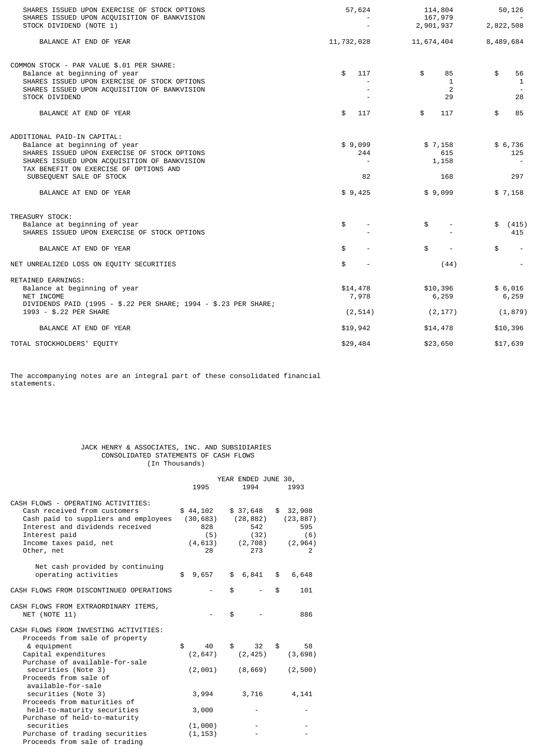| | | | |
|---|---|---|---|
| SHARES ISSUED UPON EXERCISE OF STOCK OPTIONS | 57,624 | 114,804 | 50,126 |
| SHARES ISSUED UPON ACQUISITION OF BANKVISION | - | 167,979 | - |
| STOCK DIVIDEND (NOTE 1) | - | 2,901,937 | 2,822,508 |
| BALANCE AT END OF YEAR | 11,732,028 | 11,674,404 | 8,489,684 |
| COMMON STOCK - PAR VALUE $.01 PER SHARE: | | | |
| Balance at beginning of year | $ 117 | $ 85 | $ 56 |
| SHARES ISSUED UPON EXERCISE OF STOCK OPTIONS | - | 1 | 1 |
| SHARES ISSUED UPON ACQUISITION OF BANKVISION | - | 2 | - |
| STOCK DIVIDEND | - | 29 | 28 |
| BALANCE AT END OF YEAR | $ 117 | $ 117 | $ 85 |
| ADDITIONAL PAID-IN CAPITAL: | | | |
| Balance at beginning of year | $ 9,099 | $ 7,158 | $ 6,736 |
| SHARES ISSUED UPON EXERCISE OF STOCK OPTIONS | 244 | 615 | 125 |
| SHARES ISSUED UPON ACQUISITION OF BANKVISION | - | 1,158 | - |
| TAX BENEFIT ON EXERCISE OF OPTIONS AND SUBSEQUENT SALE OF STOCK | 82 | 168 | 297 |
| BALANCE AT END OF YEAR | $ 9,425 | $ 9,099 | $ 7,158 |
| TREASURY STOCK: | | | |
| Balance at beginning of year | $ - | $ - | $ (415) |
| SHARES ISSUED UPON EXERCISE OF STOCK OPTIONS | - | - | 415 |
| BALANCE AT END OF YEAR | $ - | $ - | $ - |
| NET UNREALIZED LOSS ON EQUITY SECURITIES | $ - | (44) | - |
| RETAINED EARNINGS: | | | |
| Balance at beginning of year | $14,478 | $10,396 | $ 6,016 |
| NET INCOME | 7,978 | 6,259 | 6,259 |
| DIVIDENDS PAID (1995 - $.22 PER SHARE; 1994 - $.23 PER SHARE; 1993 - $.22 PER SHARE | (2,514) | (2,177) | (1,879) |
| BALANCE AT END OF YEAR | $19,942 | $14,478 | $10,396 |
| TOTAL STOCKHOLDERS' EQUITY | $29,484 | $23,650 | $17,639 |

The accompanying notes are an integral part of these consolidated financial statements.

JACK HENRY & ASSOCIATES, INC. AND SUBSIDIARIES
CONSOLIDATED STATEMENTS OF CASH FLOWS
(In Thousands)

| | YEAR ENDED JUNE 30, | | |
|---|---|---|---|
| | 1995 | 1994 | 1993 |
| CASH FLOWS - OPERATING ACTIVITIES: | | | |
| Cash received from customers | $ 44,102 | $ 37,648 | $ 32,908 |
| Cash paid to suppliers and employees | (30,683) | (28,882) | (23,887) |
| Interest and dividends received | 828 | 542 | 595 |
| Interest paid | (5) | (32) | (6) |
| Income taxes paid, net | (4,613) | (2,708) | (2,964) |
| Other, net | 28 | 273 | 2 |
| Net cash provided by continuing operating activities | $ 9,657 | $ 6,841 | $ 6,648 |
| CASH FLOWS FROM DISCONTINUED OPERATIONS | - | $ - | $ 101 |
| CASH FLOWS FROM EXTRAORDINARY ITEMS, NET (NOTE 11) | - | $ - | 886 |
| CASH FLOWS FROM INVESTING ACTIVITIES: | | | |
| Proceeds from sale of property & equipment | $ 40 | $ 32 | $ 58 |
| Capital expenditures | (2,647) | (2,425) | (3,698) |
| Purchase of available-for-sale securities (Note 3) | (2,001) | (8,669) | (2,500) |
| Proceeds from sale of available-for-sale securities (Note 3) | 3,994 | 3,716 | 4,141 |
| Proceeds from maturities of held-to-maturity securities | 3,000 | - | - |
| Purchase of held-to-maturity securities | (1,000) | - | - |
| Purchase of trading securities | (1,153) | - | - |
| Proceeds from sale of trading | | | |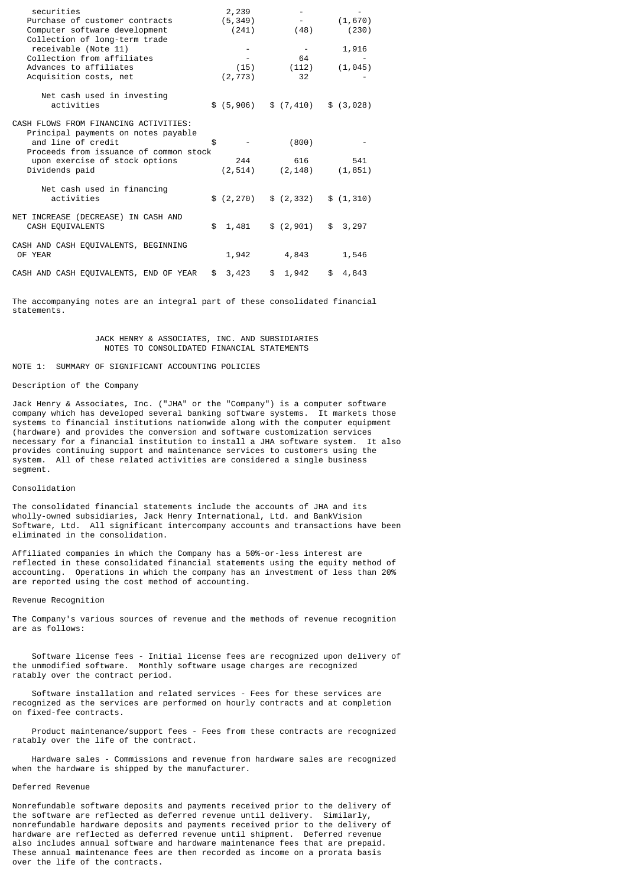| | | | |
|---|---|---|---|
| securities | 2,239 | - | - |
| Purchase of customer contracts | (5,349) | - | (1,670) |
| Computer software development | (241) | (48) | (230) |
| Collection of long-term trade receivable (Note 11) | - | - | 1,916 |
| Collection from affiliates | - | 64 | - |
| Advances to affiliates | (15) | (112) | (1,045) |
| Acquisition costs, net | (2,773) | 32 | - |
| Net cash used in investing activities | $ (5,906) | $ (7,410) | $ (3,028) |
| CASH FLOWS FROM FINANCING ACTIVITIES: | | | |
| Principal payments on notes payable and line of credit | $ - | (800) | - |
| Proceeds from issuance of common stock upon exercise of stock options | 244 | 616 | 541 |
| Dividends paid | (2,514) | (2,148) | (1,851) |
| Net cash used in financing activities | $ (2,270) | $ (2,332) | $ (1,310) |
| NET INCREASE (DECREASE) IN CASH AND CASH EQUIVALENTS | $ 1,481 | $ (2,901) | $ 3,297 |
| CASH AND CASH EQUIVALENTS, BEGINNING OF YEAR | 1,942 | 4,843 | 1,546 |
| CASH AND CASH EQUIVALENTS, END OF YEAR | $ 3,423 | $ 1,942 | $ 4,843 |

The accompanying notes are an integral part of these consolidated financial statements.

## JACK HENRY & ASSOCIATES, INC. AND SUBSIDIARIES
## NOTES TO CONSOLIDATED FINANCIAL STATEMENTS

### NOTE 1: SUMMARY OF SIGNIFICANT ACCOUNTING POLICIES

#### Description of the Company

Jack Henry & Associates, Inc. ("JHA" or the "Company") is a computer software company which has developed several banking software systems. It markets those systems to financial institutions nationwide along with the computer equipment (hardware) and provides the conversion and software customization services necessary for a financial institution to install a JHA software system. It also provides continuing support and maintenance services to customers using the system. All of these related activities are considered a single business segment.

#### Consolidation

The consolidated financial statements include the accounts of JHA and its wholly-owned subsidiaries, Jack Henry International, Ltd. and BankVision Software, Ltd. All significant intercompany accounts and transactions have been eliminated in the consolidation.

Affiliated companies in which the Company has a 50%-or-less interest are reflected in these consolidated financial statements using the equity method of accounting. Operations in which the company has an investment of less than 20% are reported using the cost method of accounting.

#### Revenue Recognition

The Company's various sources of revenue and the methods of revenue recognition are as follows:

Software license fees - Initial license fees are recognized upon delivery of the unmodified software. Monthly software usage charges are recognized ratably over the contract period.

Software installation and related services - Fees for these services are recognized as the services are performed on hourly contracts and at completion on fixed-fee contracts.

Product maintenance/support fees - Fees from these contracts are recognized ratably over the life of the contract.

Hardware sales - Commissions and revenue from hardware sales are recognized when the hardware is shipped by the manufacturer.

#### Deferred Revenue

Nonrefundable software deposits and payments received prior to the delivery of the software are reflected as deferred revenue until delivery. Similarly, nonrefundable hardware deposits and payments received prior to the delivery of hardware are reflected as deferred revenue until shipment. Deferred revenue also includes annual software and hardware maintenance fees that are prepaid. These annual maintenance fees are then recorded as income on a prorata basis over the life of the contracts.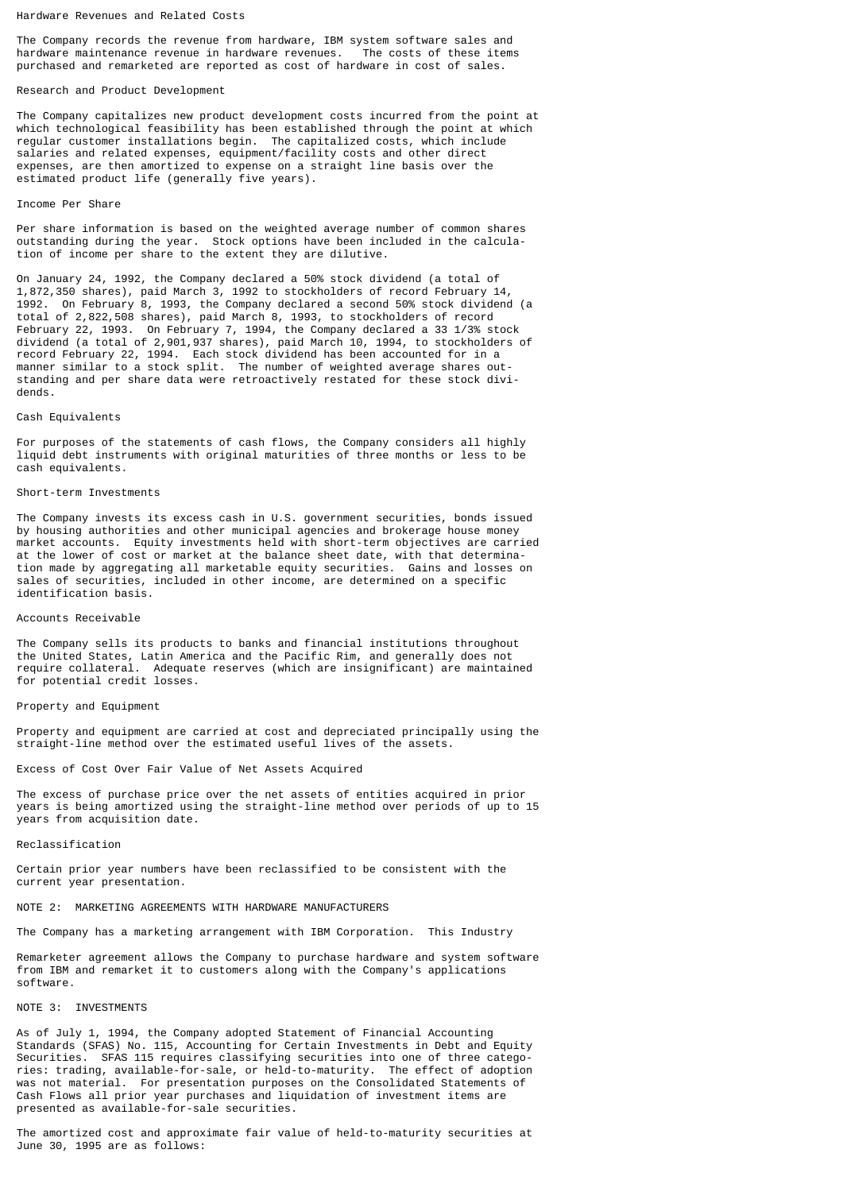### Hardware Revenues and Related Costs

The Company records the revenue from hardware, IBM system software sales and hardware maintenance revenue in hardware revenues. The costs of these items purchased and remarketed are reported as cost of hardware in cost of sales.

### Research and Product Development

The Company capitalizes new product development costs incurred from the point at which technological feasibility has been established through the point at which regular customer installations begin. The capitalized costs, which include salaries and related expenses, equipment/facility costs and other direct expenses, are then amortized to expense on a straight line basis over the estimated product life (generally five years).

### Income Per Share

Per share information is based on the weighted average number of common shares outstanding during the year. Stock options have been included in the calculation of income per share to the extent they are dilutive.

On January 24, 1992, the Company declared a 50% stock dividend (a total of 1,872,350 shares), paid March 3, 1992 to stockholders of record February 14, 1992. On February 8, 1993, the Company declared a second 50% stock dividend (a total of 2,822,508 shares), paid March 8, 1993, to stockholders of record February 22, 1993. On February 7, 1994, the Company declared a 33 1/3% stock dividend (a total of 2,901,937 shares), paid March 10, 1994, to stockholders of record February 22, 1994. Each stock dividend has been accounted for in a manner similar to a stock split. The number of weighted average shares outstanding and per share data were retroactively restated for these stock dividends.

### Cash Equivalents

For purposes of the statements of cash flows, the Company considers all highly liquid debt instruments with original maturities of three months or less to be cash equivalents.

### Short-term Investments

The Company invests its excess cash in U.S. government securities, bonds issued by housing authorities and other municipal agencies and brokerage house money market accounts. Equity investments held with short-term objectives are carried at the lower of cost or market at the balance sheet date, with that determination made by aggregating all marketable equity securities. Gains and losses on sales of securities, included in other income, are determined on a specific identification basis.

### Accounts Receivable

The Company sells its products to banks and financial institutions throughout the United States, Latin America and the Pacific Rim, and generally does not require collateral. Adequate reserves (which are insignificant) are maintained for potential credit losses.

### Property and Equipment

Property and equipment are carried at cost and depreciated principally using the straight-line method over the estimated useful lives of the assets.

### Excess of Cost Over Fair Value of Net Assets Acquired

The excess of purchase price over the net assets of entities acquired in prior years is being amortized using the straight-line method over periods of up to 15 years from acquisition date.

### Reclassification

Certain prior year numbers have been reclassified to be consistent with the current year presentation.

## NOTE 2: MARKETING AGREEMENTS WITH HARDWARE MANUFACTURERS

The Company has a marketing arrangement with IBM Corporation. This Industry Remarketer agreement allows the Company to purchase hardware and system software from IBM and remarket it to customers along with the Company's applications software.

## NOTE 3: INVESTMENTS

As of July 1, 1994, the Company adopted Statement of Financial Accounting Standards (SFAS) No. 115, Accounting for Certain Investments in Debt and Equity Securities. SFAS 115 requires classifying securities into one of three categories: trading, available-for-sale, or held-to-maturity. The effect of adoption was not material. For presentation purposes on the Consolidated Statements of Cash Flows all prior year purchases and liquidation of investment items are presented as available-for-sale securities.

The amortized cost and approximate fair value of held-to-maturity securities at June 30, 1995 are as follows: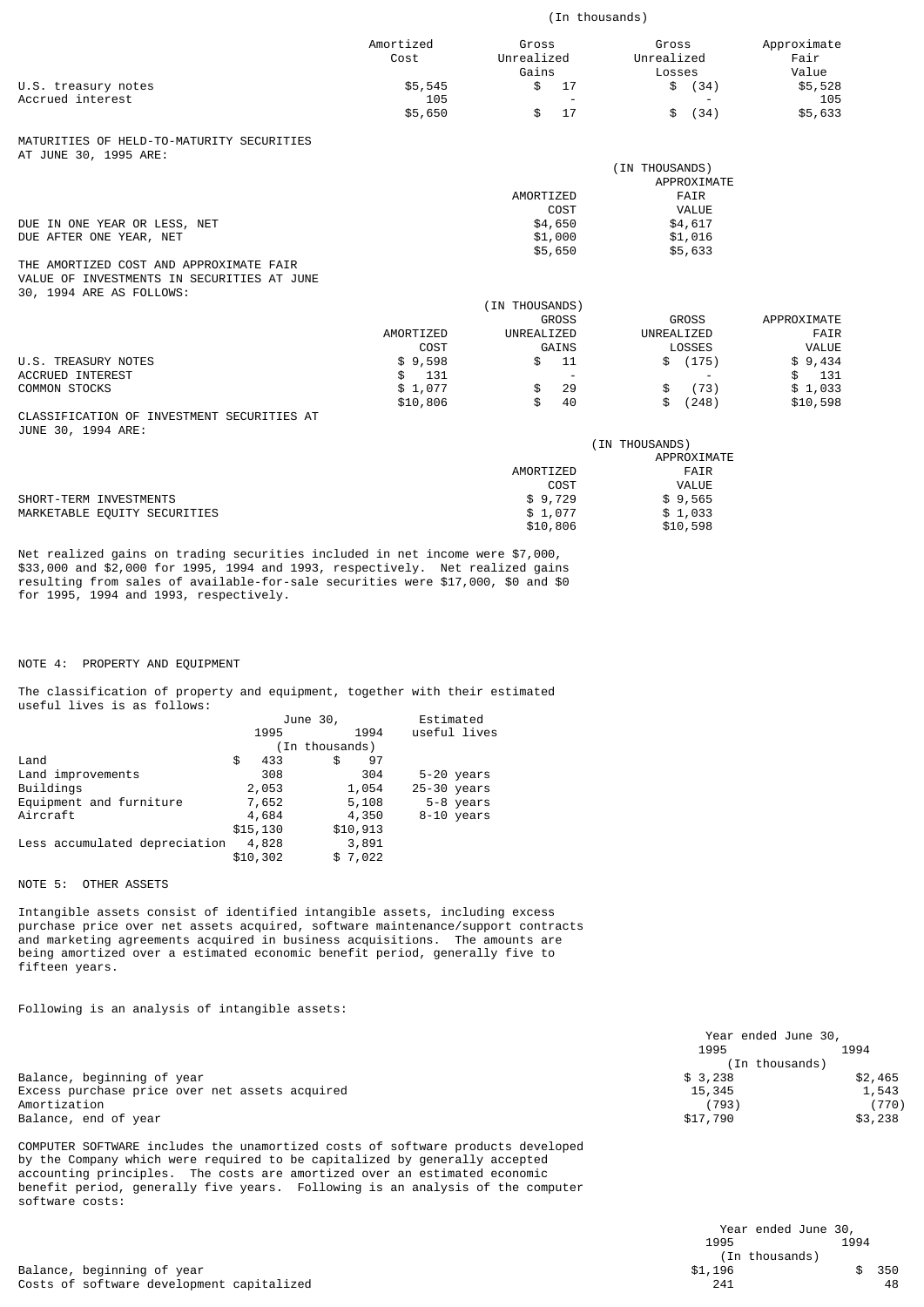(In thousands)

| | Amortized Cost | Gross Unrealized Gains | Gross Unrealized Losses | Approximate Fair Value |
|---|---|---|---|---|
| U.S. treasury notes | $5,545 | $ 17 | $ (34) | $5,528 |
| Accrued interest | 105 | - | - | 105 |
| | $5,650 | $ 17 | $ (34) | $5,633 |

MATURITIES OF HELD-TO-MATURITY SECURITIES AT JUNE 30, 1995 ARE:

| | (IN THOUSANDS) | |
|---|---|---|
| | AMORTIZED COST | APPROXIMATE FAIR VALUE |
| DUE IN ONE YEAR OR LESS, NET | $4,650 | $4,617 |
| DUE AFTER ONE YEAR, NET | $1,000 | $1,016 |
| | $5,650 | $5,633 |

THE AMORTIZED COST AND APPROXIMATE FAIR VALUE OF INVESTMENTS IN SECURITIES AT JUNE 30, 1994 ARE AS FOLLOWS:

| | (IN THOUSANDS) | | | |
|---|---|---|---|---|
| | AMORTIZED COST | GROSS UNREALIZED GAINS | GROSS UNREALIZED LOSSES | APPROXIMATE FAIR VALUE |
| U.S. TREASURY NOTES | $ 9,598 | $ 11 | $ (175) | $ 9,434 |
| ACCRUED INTEREST | $ 131 | - | - | $ 131 |
| COMMON STOCKS | $ 1,077 | $ 29 | $ (73) | $ 1,033 |
| | $10,806 | $ 40 | $ (248) | $10,598 |

CLASSIFICATION OF INVESTMENT SECURITIES AT JUNE 30, 1994 ARE:

| | (IN THOUSANDS) | |
|---|---|---|
| | AMORTIZED COST | APPROXIMATE FAIR VALUE |
| SHORT-TERM INVESTMENTS | $ 9,729 | $ 9,565 |
| MARKETABLE EQUITY SECURITIES | $ 1,077 | $ 1,033 |
| | $10,806 | $10,598 |

Net realized gains on trading securities included in net income were $7,000, $33,000 and $2,000 for 1995, 1994 and 1993, respectively. Net realized gains resulting from sales of available-for-sale securities were $17,000, $0 and $0 for 1995, 1994 and 1993, respectively.

NOTE 4: PROPERTY AND EQUIPMENT

The classification of property and equipment, together with their estimated useful lives is as follows:

| | June 30, 1995 | June 30, 1994 | Estimated useful lives |
|---|---|---|---|
| | (In thousands) | | |
| Land | $ 433 | $ 97 | |
| Land improvements | 308 | 304 | 5-20 years |
| Buildings | 2,053 | 1,054 | 25-30 years |
| Equipment and furniture | 7,652 | 5,108 | 5-8 years |
| Aircraft | 4,684 | 4,350 | 8-10 years |
| | $15,130 | $10,913 | |
| Less accumulated depreciation | 4,828 | 3,891 | |
| | $10,302 | $ 7,022 | |

NOTE 5: OTHER ASSETS

Intangible assets consist of identified intangible assets, including excess purchase price over net assets acquired, software maintenance/support contracts and marketing agreements acquired in business acquisitions. The amounts are being amortized over a estimated economic benefit period, generally five to fifteen years.

Following is an analysis of intangible assets:

| | Year ended June 30, 1995 | 1994 |
|---|---|---|
| | (In thousands) | |
| Balance, beginning of year | $ 3,238 | $2,465 |
| Excess purchase price over net assets acquired | 15,345 | 1,543 |
| Amortization | (793) | (770) |
| Balance, end of year | $17,790 | $3,238 |

COMPUTER SOFTWARE includes the unamortized costs of software products developed by the Company which were required to be capitalized by generally accepted accounting principles. The costs are amortized over an estimated economic benefit period, generally five years. Following is an analysis of the computer software costs:

| | Year ended June 30, 1995 | 1994 |
|---|---|---|
| | (In thousands) | |
| Balance, beginning of year | $1,196 | $ 350 |
| Costs of software development capitalized | 241 | 48 |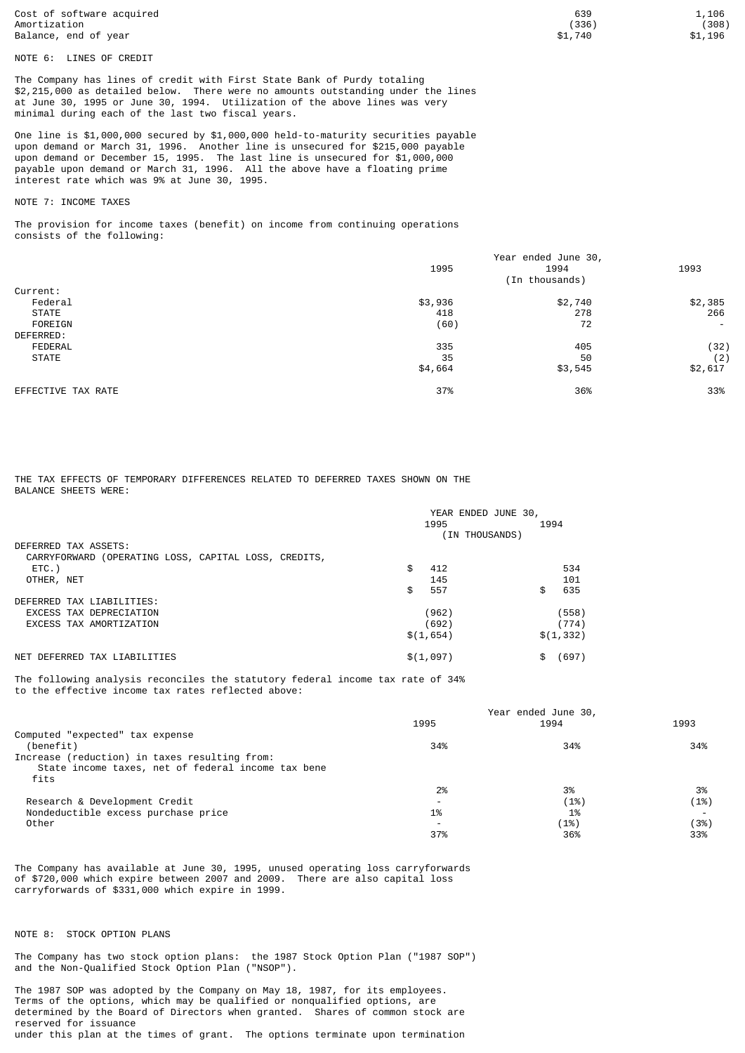| | | |
|---|---|---|
| Cost of software acquired | 639 | 1,106 |
| Amortization | (336) | (308) |
| Balance, end of year | $1,740 | $1,196 |

## NOTE 6: LINES OF CREDIT

The Company has lines of credit with First State Bank of Purdy totaling $2,215,000 as detailed below. There were no amounts outstanding under the lines at June 30, 1995 or June 30, 1994. Utilization of the above lines was very minimal during each of the last two fiscal years.

One line is $1,000,000 secured by $1,000,000 held-to-maturity securities payable upon demand or March 31, 1996. Another line is unsecured for $215,000 payable upon demand or December 15, 1995. The last line is unsecured for $1,000,000 payable upon demand or March 31, 1996. All the above have a floating prime interest rate which was 9% at June 30, 1995.

## NOTE 7: INCOME TAXES

The provision for income taxes (benefit) on income from continuing operations consists of the following:

| | Year ended June 30, | | |
|---|---|---|---|
| | 1995 | 1994 | 1993 |
| | | (In thousands) | |
| Current: | | | |
| Federal | $3,936 | $2,740 | $2,385 |
| STATE | 418 | 278 | 266 |
| FOREIGN | (60) | 72 | - |
| DEFERRED: | | | |
| FEDERAL | 335 | 405 | (32) |
| STATE | 35 | 50 | (2) |
| | $4,664 | $3,545 | $2,617 |
| EFFECTIVE TAX RATE | 37% | 36% | 33% |

THE TAX EFFECTS OF TEMPORARY DIFFERENCES RELATED TO DEFERRED TAXES SHOWN ON THE BALANCE SHEETS WERE:

| | YEAR ENDED JUNE 30, | |
|---|---|---|
| | 1995 | 1994 |
| | (IN THOUSANDS) | |
| DEFERRED TAX ASSETS: | | |
| CARRYFORWARD (OPERATING LOSS, CAPITAL LOSS, CREDITS, ETC.) | $ 412 | 534 |
| OTHER, NET | 145 | 101 |
| | $ 557 | $ 635 |
| DEFERRED TAX LIABILITIES: | | |
| EXCESS TAX DEPRECIATION | (962) | (558) |
| EXCESS TAX AMORTIZATION | (692) | (774) |
| | $(1,654) | $(1,332) |
| NET DEFERRED TAX LIABILITIES | $(1,097) | $ (697) |

The following analysis reconciles the statutory federal income tax rate of 34% to the effective income tax rates reflected above:

| | Year ended June 30, | | |
|---|---|---|---|
| | 1995 | 1994 | 1993 |
| Computed "expected" tax expense (benefit) | 34% | 34% | 34% |
| Increase (reduction) in taxes resulting from: | | | |
| State income taxes, net of federal income tax benefits | 2% | 3% | 3% |
| Research & Development Credit | - | (1%) | (1%) |
| Nondeductible excess purchase price | 1% | 1% | - |
| Other | - | (1%) | (3%) |
| | 37% | 36% | 33% |

The Company has available at June 30, 1995, unused operating loss carryforwards of $720,000 which expire between 2007 and 2009. There are also capital loss carryforwards of $331,000 which expire in 1999.

## NOTE 8: STOCK OPTION PLANS

The Company has two stock option plans: the 1987 Stock Option Plan ("1987 SOP") and the Non-Qualified Stock Option Plan ("NSOP").

The 1987 SOP was adopted by the Company on May 18, 1987, for its employees. Terms of the options, which may be qualified or nonqualified options, are determined by the Board of Directors when granted. Shares of common stock are reserved for issuance under this plan at the times of grant. The options terminate upon termination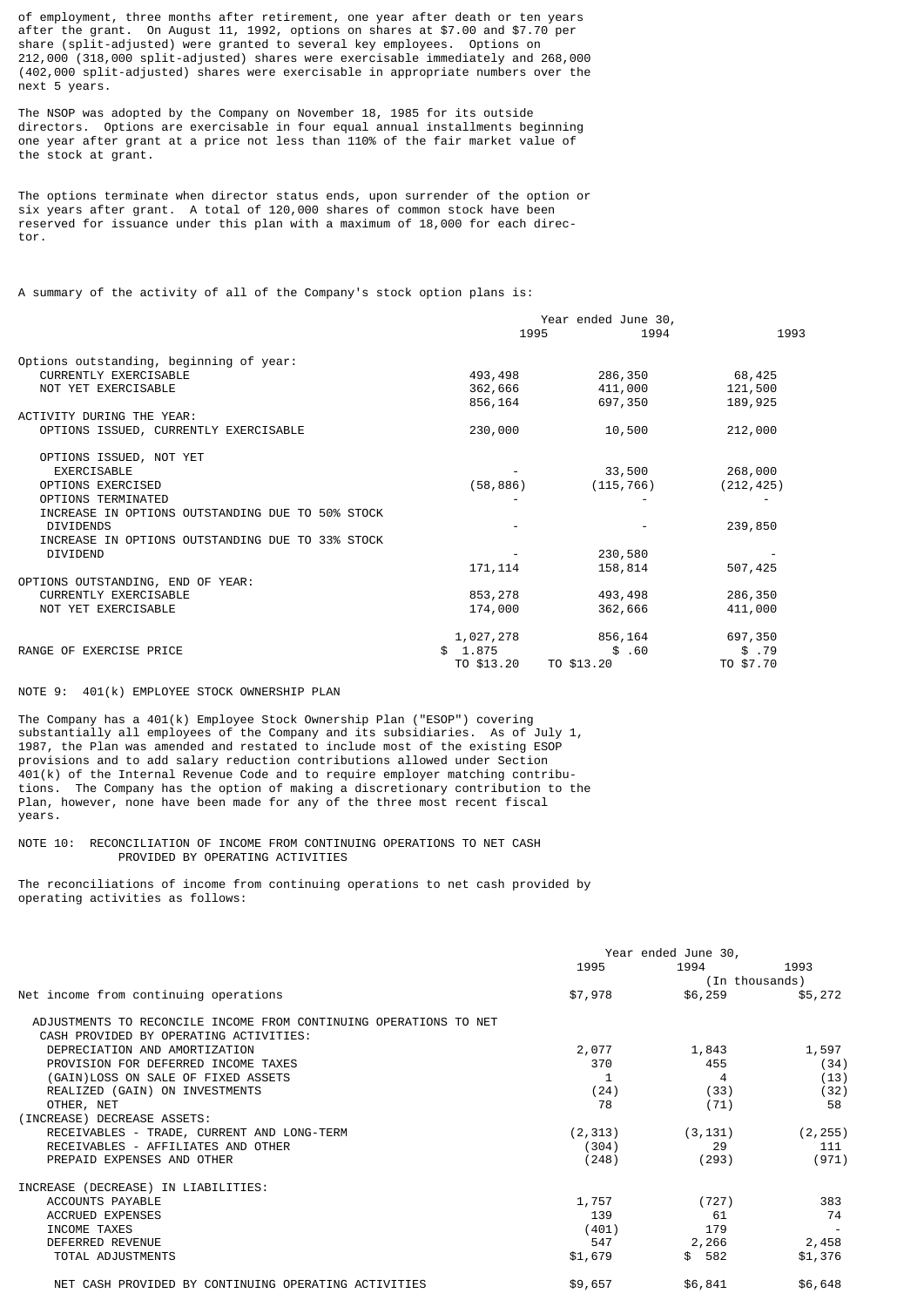of employment, three months after retirement, one year after death or ten years after the grant. On August 11, 1992, options on shares at $7.00 and $7.70 per share (split-adjusted) were granted to several key employees. Options on 212,000 (318,000 split-adjusted) shares were exercisable immediately and 268,000 (402,000 split-adjusted) shares were exercisable in appropriate numbers over the next 5 years.

The NSOP was adopted by the Company on November 18, 1985 for its outside directors. Options are exercisable in four equal annual installments beginning one year after grant at a price not less than 110% of the fair market value of the stock at grant.

The options terminate when director status ends, upon surrender of the option or six years after grant. A total of 120,000 shares of common stock have been reserved for issuance under this plan with a maximum of 18,000 for each director.

A summary of the activity of all of the Company's stock option plans is:

| | Year ended June 30, | | |
|---|---|---|---|
| | 1995 | 1994 | 1993 |
| Options outstanding, beginning of year: | | | |
| CURRENTLY EXERCISABLE | 493,498 | 286,350 | 68,425 |
| NOT YET EXERCISABLE | 362,666 | 411,000 | 121,500 |
| | 856,164 | 697,350 | 189,925 |
| ACTIVITY DURING THE YEAR: | | | |
| OPTIONS ISSUED, CURRENTLY EXERCISABLE | 230,000 | 10,500 | 212,000 |
| OPTIONS ISSUED, NOT YET EXERCISABLE | - | 33,500 | 268,000 |
| OPTIONS EXERCISED | (58,886) | (115,766) | (212,425) |
| OPTIONS TERMINATED | - | - | - |
| INCREASE IN OPTIONS OUTSTANDING DUE TO 50% STOCK DIVIDENDS | - | - | 239,850 |
| INCREASE IN OPTIONS OUTSTANDING DUE TO 33% STOCK DIVIDEND | - | 230,580 | - |
| | 171,114 | 158,814 | 507,425 |
| OPTIONS OUTSTANDING, END OF YEAR: | | | |
| CURRENTLY EXERCISABLE | 853,278 | 493,498 | 286,350 |
| NOT YET EXERCISABLE | 174,000 | 362,666 | 411,000 |
| | 1,027,278 | 856,164 | 697,350 |
| RANGE OF EXERCISE PRICE | $ 1.875 TO $13.20 | $ .60 TO $13.20 | $ .79 TO $7.70 |

NOTE 9: 401(k) EMPLOYEE STOCK OWNERSHIP PLAN

The Company has a 401(k) Employee Stock Ownership Plan ("ESOP") covering substantially all employees of the Company and its subsidiaries. As of July 1, 1987, the Plan was amended and restated to include most of the existing ESOP provisions and to add salary reduction contributions allowed under Section 401(k) of the Internal Revenue Code and to require employer matching contributions. The Company has the option of making a discretionary contribution to the Plan, however, none have been made for any of the three most recent fiscal years.

NOTE 10: RECONCILIATION OF INCOME FROM CONTINUING OPERATIONS TO NET CASH PROVIDED BY OPERATING ACTIVITIES

The reconciliations of income from continuing operations to net cash provided by operating activities as follows:

| | Year ended June 30, | | |
|---|---|---|---|
| | 1995 | 1994 | 1993 |
| | | (In thousands) | |
| Net income from continuing operations | $7,978 | $6,259 | $5,272 |
| ADJUSTMENTS TO RECONCILE INCOME FROM CONTINUING OPERATIONS TO NET CASH PROVIDED BY OPERATING ACTIVITIES: | | | |
| DEPRECIATION AND AMORTIZATION | 2,077 | 1,843 | 1,597 |
| PROVISION FOR DEFERRED INCOME TAXES | 370 | 455 | (34) |
| (GAIN)LOSS ON SALE OF FIXED ASSETS | 1 | 4 | (13) |
| REALIZED (GAIN) ON INVESTMENTS | (24) | (33) | (32) |
| OTHER, NET | 78 | (71) | 58 |
| (INCREASE) DECREASE ASSETS: | | | |
| RECEIVABLES - TRADE, CURRENT AND LONG-TERM | (2,313) | (3,131) | (2,255) |
| RECEIVABLES - AFFILIATES AND OTHER | (304) | 29 | 111 |
| PREPAID EXPENSES AND OTHER | (248) | (293) | (971) |
| INCREASE (DECREASE) IN LIABILITIES: | | | |
| ACCOUNTS PAYABLE | 1,757 | (727) | 383 |
| ACCRUED EXPENSES | 139 | 61 | 74 |
| INCOME TAXES | (401) | 179 | - |
| DEFERRED REVENUE | 547 | 2,266 | 2,458 |
| TOTAL ADJUSTMENTS | $1,679 | $ 582 | $1,376 |
| NET CASH PROVIDED BY CONTINUING OPERATING ACTIVITIES | $9,657 | $6,841 | $6,648 |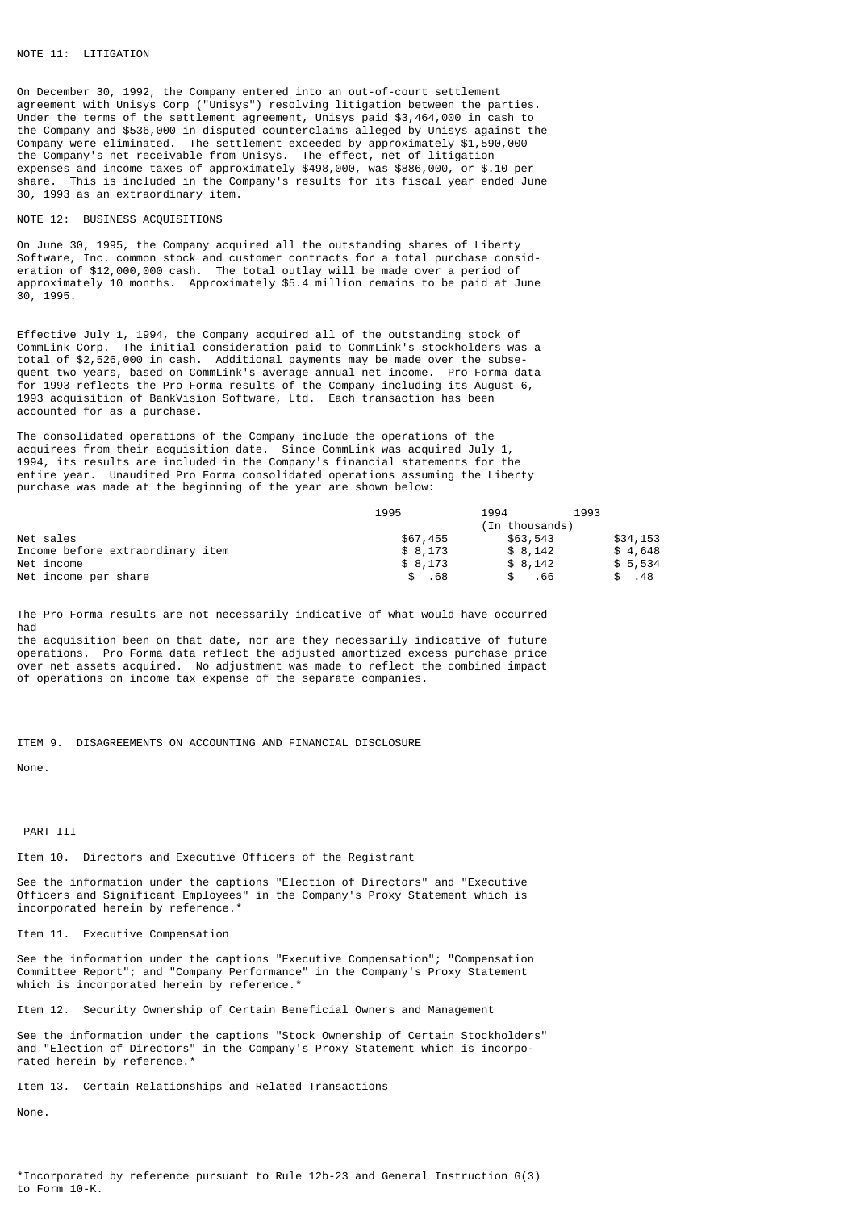NOTE 11: LITIGATION

On December 30, 1992, the Company entered into an out-of-court settlement agreement with Unisys Corp ("Unisys") resolving litigation between the parties. Under the terms of the settlement agreement, Unisys paid $3,464,000 in cash to the Company and $536,000 in disputed counterclaims alleged by Unisys against the Company were eliminated. The settlement exceeded by approximately $1,590,000 the Company's net receivable from Unisys. The effect, net of litigation expenses and income taxes of approximately $498,000, was $886,000, or $.10 per share. This is included in the Company's results for its fiscal year ended June 30, 1993 as an extraordinary item.

NOTE 12: BUSINESS ACQUISITIONS

On June 30, 1995, the Company acquired all the outstanding shares of Liberty Software, Inc. common stock and customer contracts for a total purchase consideration of $12,000,000 cash. The total outlay will be made over a period of approximately 10 months. Approximately $5.4 million remains to be paid at June 30, 1995.

Effective July 1, 1994, the Company acquired all of the outstanding stock of CommLink Corp. The initial consideration paid to CommLink's stockholders was a total of $2,526,000 in cash. Additional payments may be made over the subsequent two years, based on CommLink's average annual net income. Pro Forma data for 1993 reflects the Pro Forma results of the Company including its August 6, 1993 acquisition of BankVision Software, Ltd. Each transaction has been accounted for as a purchase.

The consolidated operations of the Company include the operations of the acquirees from their acquisition date. Since CommLink was acquired July 1, 1994, its results are included in the Company's financial statements for the entire year. Unaudited Pro Forma consolidated operations assuming the Liberty purchase was made at the beginning of the year are shown below:

| | 1995 | 1994 | 1993 |
|---|---|---|---|
| | | (In thousands) | |
| Net sales | $67,455 | $63,543 | $34,153 |
| Income before extraordinary item | $ 8,173 | $ 8,142 | $ 4,648 |
| Net income | $ 8,173 | $ 8,142 | $ 5,534 |
| Net income per share | $ .68 | $ .66 | $ .48 |

The Pro Forma results are not necessarily indicative of what would have occurred had the acquisition been on that date, nor are they necessarily indicative of future operations. Pro Forma data reflect the adjusted amortized excess purchase price over net assets acquired. No adjustment was made to reflect the combined impact of operations on income tax expense of the separate companies.

ITEM 9. DISAGREEMENTS ON ACCOUNTING AND FINANCIAL DISCLOSURE

None.

PART III

Item 10. Directors and Executive Officers of the Registrant

See the information under the captions "Election of Directors" and "Executive Officers and Significant Employees" in the Company's Proxy Statement which is incorporated herein by reference.*

Item 11. Executive Compensation

See the information under the captions "Executive Compensation"; "Compensation Committee Report"; and "Company Performance" in the Company's Proxy Statement which is incorporated herein by reference.*

Item 12. Security Ownership of Certain Beneficial Owners and Management

See the information under the captions "Stock Ownership of Certain Stockholders" and "Election of Directors" in the Company's Proxy Statement which is incorporated herein by reference.*

Item 13. Certain Relationships and Related Transactions

None.

*Incorporated by reference pursuant to Rule 12b-23 and General Instruction G(3) to Form 10-K.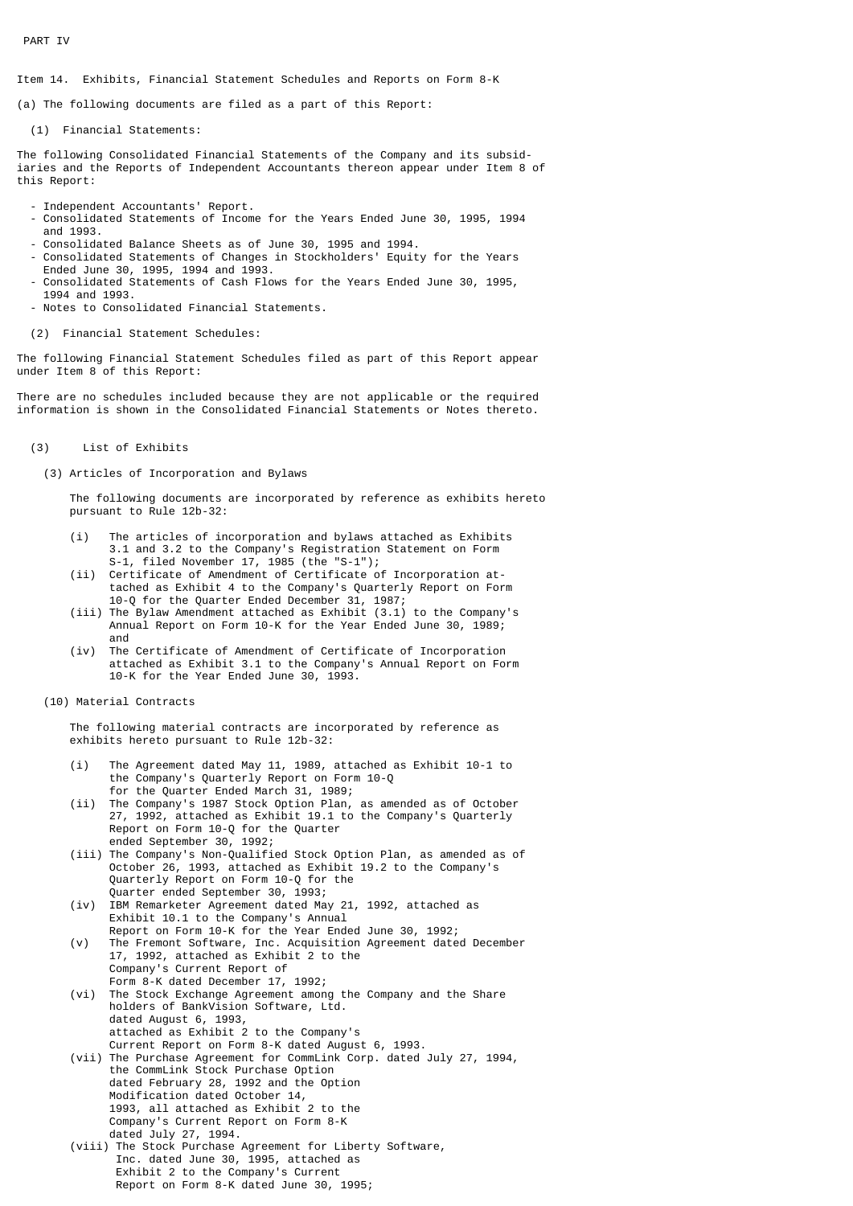PART IV

Item 14. Exhibits, Financial Statement Schedules and Reports on Form 8-K

(a) The following documents are filed as a part of this Report:

(1) Financial Statements:

The following Consolidated Financial Statements of the Company and its subsidiaries and the Reports of Independent Accountants thereon appear under Item 8 of this Report:

- Independent Accountants' Report.
- Consolidated Statements of Income for the Years Ended June 30, 1995, 1994 and 1993.
- Consolidated Balance Sheets as of June 30, 1995 and 1994.
- Consolidated Statements of Changes in Stockholders' Equity for the Years Ended June 30, 1995, 1994 and 1993.
- Consolidated Statements of Cash Flows for the Years Ended June 30, 1995, 1994 and 1993.
- Notes to Consolidated Financial Statements.

(2) Financial Statement Schedules:

The following Financial Statement Schedules filed as part of this Report appear under Item 8 of this Report:

There are no schedules included because they are not applicable or the required information is shown in the Consolidated Financial Statements or Notes thereto.

(3) List of Exhibits

(3) Articles of Incorporation and Bylaws

The following documents are incorporated by reference as exhibits hereto pursuant to Rule 12b-32:

(i) The articles of incorporation and bylaws attached as Exhibits 3.1 and 3.2 to the Company's Registration Statement on Form S-1, filed November 17, 1985 (the "S-1");

(ii) Certificate of Amendment of Certificate of Incorporation attached as Exhibit 4 to the Company's Quarterly Report on Form 10-Q for the Quarter Ended December 31, 1987;

(iii) The Bylaw Amendment attached as Exhibit (3.1) to the Company's Annual Report on Form 10-K for the Year Ended June 30, 1989; and

(iv) The Certificate of Amendment of Certificate of Incorporation attached as Exhibit 3.1 to the Company's Annual Report on Form 10-K for the Year Ended June 30, 1993.

(10) Material Contracts

The following material contracts are incorporated by reference as exhibits hereto pursuant to Rule 12b-32:

(i) The Agreement dated May 11, 1989, attached as Exhibit 10-1 to the Company's Quarterly Report on Form 10-Q for the Quarter Ended March 31, 1989;

(ii) The Company's 1987 Stock Option Plan, as amended as of October 27, 1992, attached as Exhibit 19.1 to the Company's Quarterly Report on Form 10-Q for the Quarter ended September 30, 1992;

(iii) The Company's Non-Qualified Stock Option Plan, as amended as of October 26, 1993, attached as Exhibit 19.2 to the Company's Quarterly Report on Form 10-Q for the Quarter ended September 30, 1993;

(iv) IBM Remarketer Agreement dated May 21, 1992, attached as Exhibit 10.1 to the Company's Annual Report on Form 10-K for the Year Ended June 30, 1992;

(v) The Fremont Software, Inc. Acquisition Agreement dated December 17, 1992, attached as Exhibit 2 to the Company's Current Report of Form 8-K dated December 17, 1992;

(vi) The Stock Exchange Agreement among the Company and the Share holders of BankVision Software, Ltd. dated August 6, 1993, attached as Exhibit 2 to the Company's Current Report on Form 8-K dated August 6, 1993.

(vii) The Purchase Agreement for CommLink Corp. dated July 27, 1994, the CommLink Stock Purchase Option dated February 28, 1992 and the Option Modification dated October 14, 1993, all attached as Exhibit 2 to the Company's Current Report on Form 8-K dated July 27, 1994.

(viii) The Stock Purchase Agreement for Liberty Software, Inc. dated June 30, 1995, attached as Exhibit 2 to the Company's Current Report on Form 8-K dated June 30, 1995;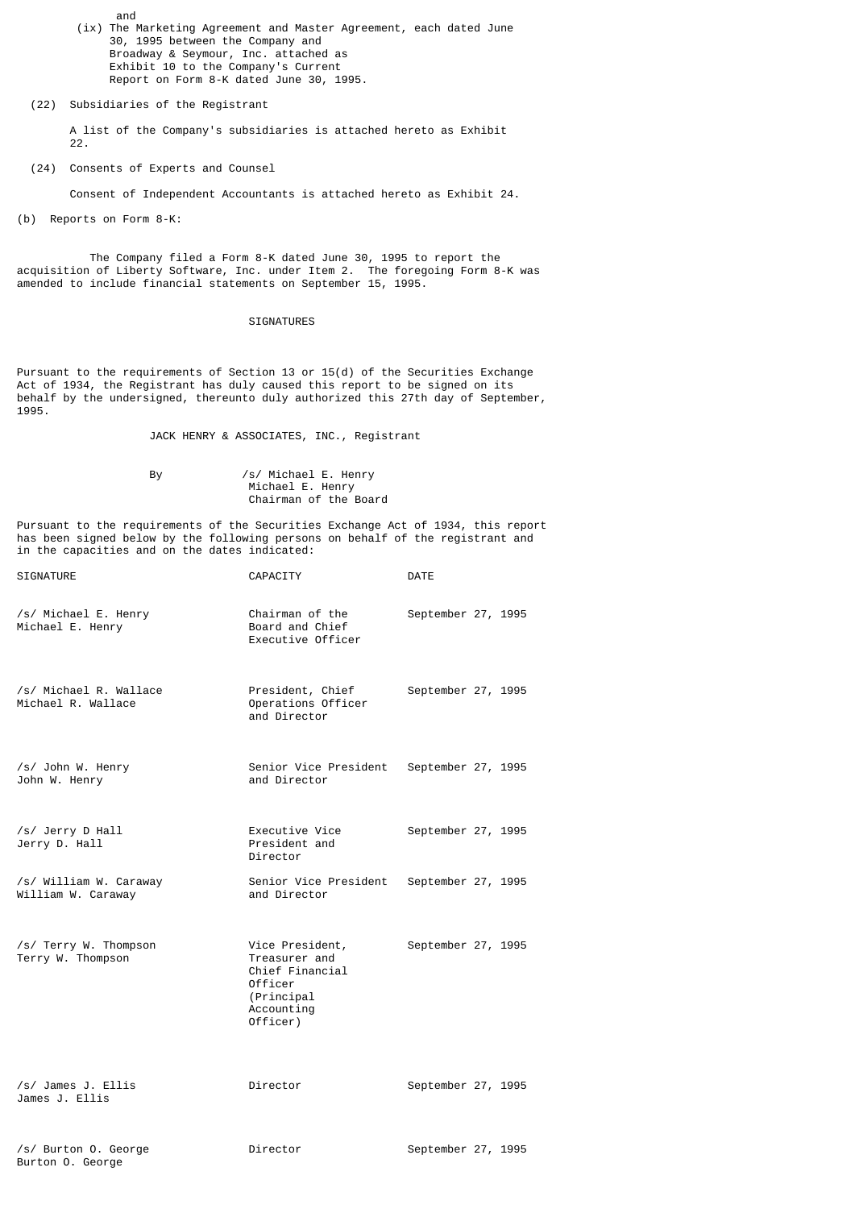and

(ix) The Marketing Agreement and Master Agreement, each dated June 30, 1995 between the Company and Broadway & Seymour, Inc. attached as Exhibit 10 to the Company's Current Report on Form 8-K dated June 30, 1995.

(22) Subsidiaries of the Registrant

A list of the Company's subsidiaries is attached hereto as Exhibit 22.

(24) Consents of Experts and Counsel

Consent of Independent Accountants is attached hereto as Exhibit 24.

(b) Reports on Form 8-K:

The Company filed a Form 8-K dated June 30, 1995 to report the acquisition of Liberty Software, Inc. under Item 2. The foregoing Form 8-K was amended to include financial statements on September 15, 1995.

## SIGNATURES

Pursuant to the requirements of Section 13 or 15(d) of the Securities Exchange Act of 1934, the Registrant has duly caused this report to be signed on its behalf by the undersigned, thereunto duly authorized this 27th day of September, 1995.

JACK HENRY & ASSOCIATES, INC., Registrant

By /s/ Michael E. Henry
Michael E. Henry
Chairman of the Board

Pursuant to the requirements of the Securities Exchange Act of 1934, this report has been signed below by the following persons on behalf of the registrant and in the capacities and on the dates indicated:

| SIGNATURE | CAPACITY | DATE |
|---|---|---|
| /s/ Michael E. Henry<br>Michael E. Henry | Chairman of the Board and Chief Executive Officer | September 27, 1995 |
| /s/ Michael R. Wallace<br>Michael R. Wallace | President, Chief Operations Officer and Director | September 27, 1995 |
| /s/ John W. Henry<br>John W. Henry | Senior Vice President and Director | September 27, 1995 |
| /s/ Jerry D Hall<br>Jerry D. Hall | Executive Vice President and Director | September 27, 1995 |
| /s/ William W. Caraway<br>William W. Caraway | Senior Vice President and Director | September 27, 1995 |
| /s/ Terry W. Thompson<br>Terry W. Thompson | Vice President, Treasurer and Chief Financial Officer (Principal Accounting Officer) | September 27, 1995 |
| /s/ James J. Ellis<br>James J. Ellis | Director | September 27, 1995 |
| /s/ Burton O. George<br>Burton O. George | Director | September 27, 1995 |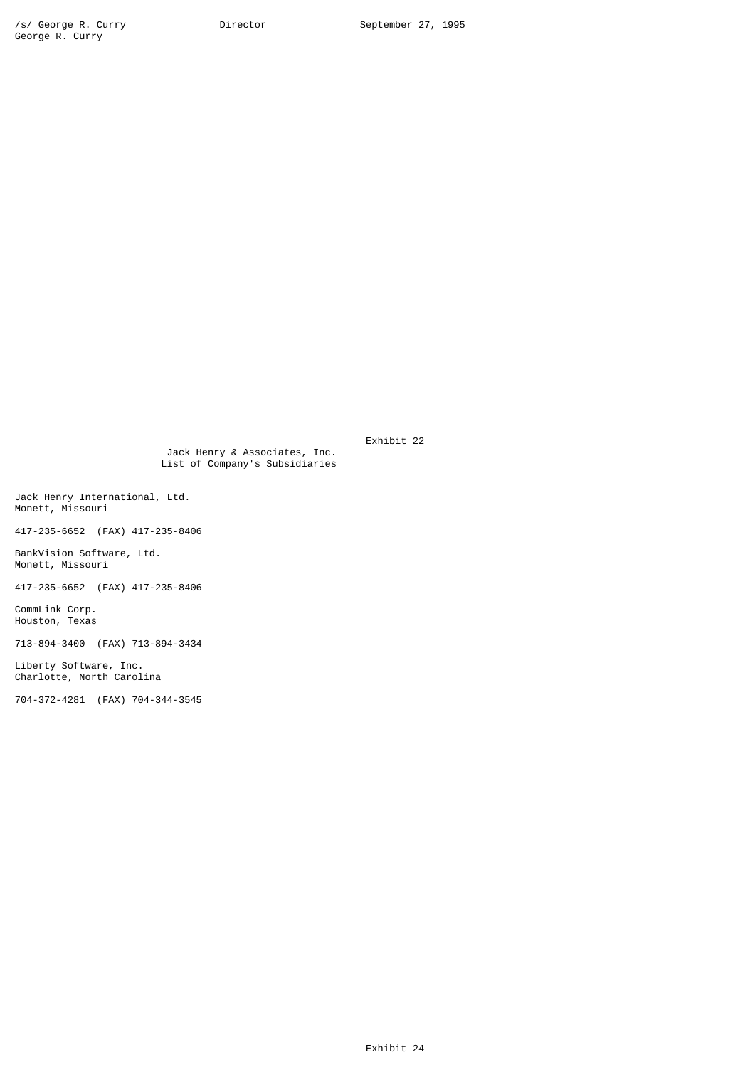| /s/ George R. Curry | Director | September 27, 1995 |
| --- | --- | --- |
| George R. Curry | | |

Exhibit 22

Jack Henry & Associates, Inc.
List of Company's Subsidiaries

Jack Henry International, Ltd.
Monett, Missouri

417-235-6652 (FAX) 417-235-8406

BankVision Software, Ltd.
Monett, Missouri

417-235-6652 (FAX) 417-235-8406

CommLink Corp.
Houston, Texas

713-894-3400 (FAX) 713-894-3434

Liberty Software, Inc.
Charlotte, North Carolina

704-372-4281 (FAX) 704-344-3545

Exhibit 24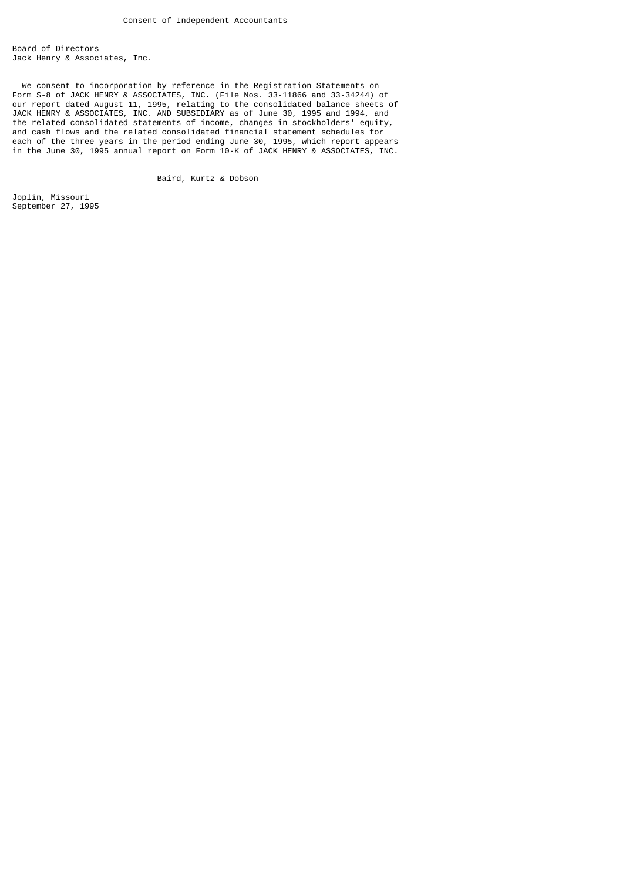# Consent of Independent Accountants

Board of Directors
Jack Henry & Associates, Inc.

We consent to incorporation by reference in the Registration Statements on Form S-8 of JACK HENRY & ASSOCIATES, INC. (File Nos. 33-11866 and 33-34244) of our report dated August 11, 1995, relating to the consolidated balance sheets of JACK HENRY & ASSOCIATES, INC. AND SUBSIDIARY as of June 30, 1995 and 1994, and the related consolidated statements of income, changes in stockholders' equity, and cash flows and the related consolidated financial statement schedules for each of the three years in the period ending June 30, 1995, which report appears in the June 30, 1995 annual report on Form 10-K of JACK HENRY & ASSOCIATES, INC.

Baird, Kurtz & Dobson

Joplin, Missouri
September 27, 1995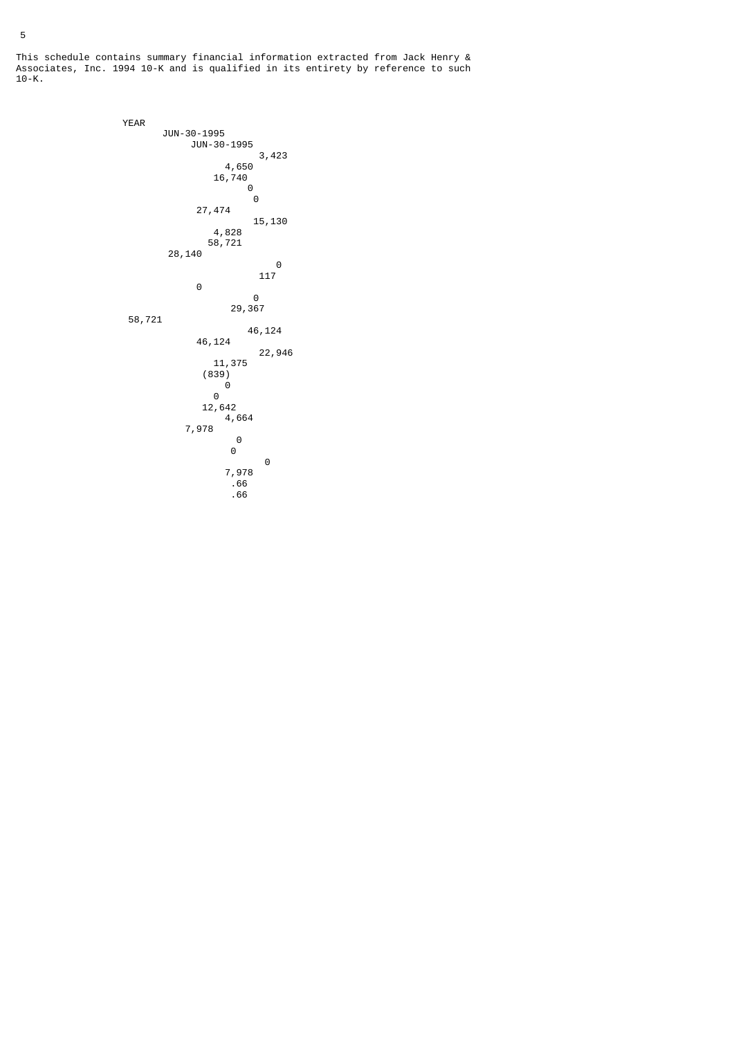5

This schedule contains summary financial information extracted from Jack Henry & Associates, Inc. 1994 10-K and is qualified in its entirety by reference to such 10-K.

```
YEAR
       JUN-30-1995
            JUN-30-1995
                        3,423
                  4,650
                16,740
                      0
                       0
             27,474
                       15,130
                4,828
               58,721
       28,140
                           0
                         117
            0
                       0
                   29,367
 58,721
                      46,124
             46,124
                        22,946
                11,375
              (839)
                  0
                0
              12,642
                  4,664
           7,978
                   0
                  0
                        0
                  7,978
                   .66
                   .66
```